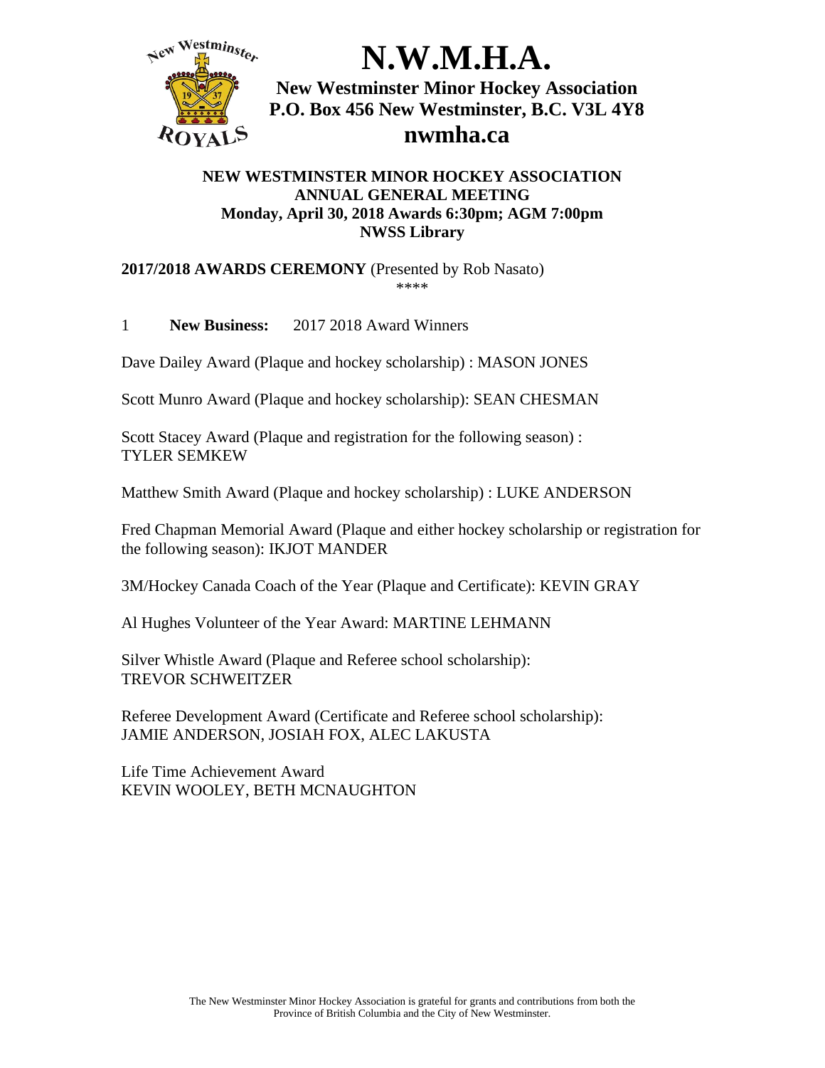# N.W.M.H.A.

**New Westminster Minor Hockey Association**
**P.O. Box 456 New Westminster, B.C. V3L 4Y8**

## nwmha.ca

**NEW WESTMINSTER MINOR HOCKEY ASSOCIATION**
**ANNUAL GENERAL MEETING**
**Monday, April 30, 2018 Awards 6:30pm; AGM 7:00pm**
**NWSS Library**

**2017/2018 AWARDS CEREMONY** (Presented by Rob Nasato)

****

1 **New Business:** 2017 2018 Award Winners

Dave Dailey Award (Plaque and hockey scholarship) : MASON JONES

Scott Munro Award (Plaque and hockey scholarship): SEAN CHESMAN

Scott Stacey Award (Plaque and registration for the following season) :
TYLER SEMKEW

Matthew Smith Award (Plaque and hockey scholarship) : LUKE ANDERSON

Fred Chapman Memorial Award (Plaque and either hockey scholarship or registration for the following season): IKJOT MANDER

3M/Hockey Canada Coach of the Year (Plaque and Certificate): KEVIN GRAY

Al Hughes Volunteer of the Year Award: MARTINE LEHMANN

Silver Whistle Award (Plaque and Referee school scholarship):
TREVOR SCHWEITZER

Referee Development Award (Certificate and Referee school scholarship):
JAMIE ANDERSON, JOSIAH FOX, ALEC LAKUSTA

Life Time Achievement Award
KEVIN WOOLEY, BETH MCNAUGHTON

The New Westminster Minor Hockey Association is grateful for grants and contributions from both the Province of British Columbia and the City of New Westminster.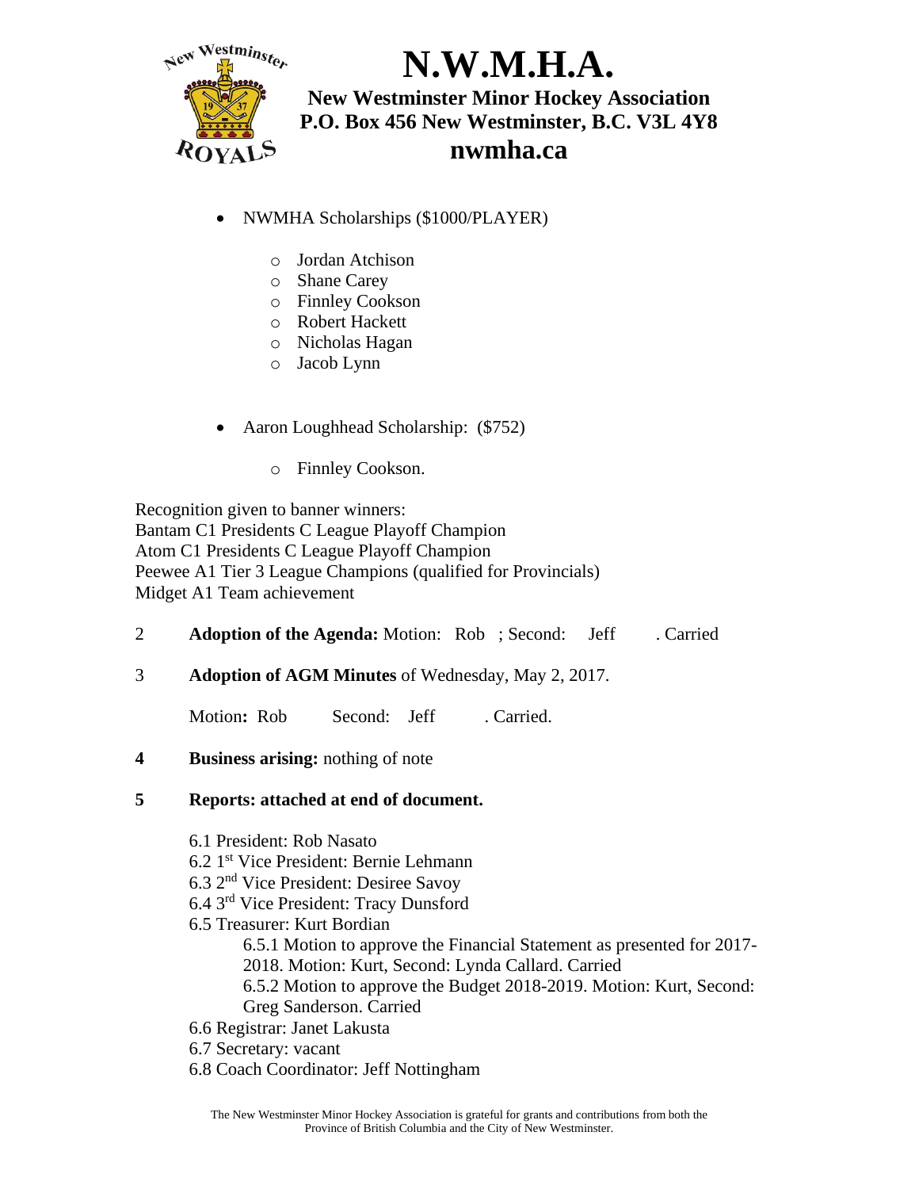- NWMHA Scholarships ($1000/PLAYER)
  - Jordan Atchison
  - Shane Carey
  - Finnley Cookson
  - Robert Hackett
  - Nicholas Hagan
  - Jacob Lynn

- Aaron Loughhead Scholarship: ($752)
  - Finnley Cookson.

Recognition given to banner winners:
Bantam C1 Presidents C League Playoff Champion
Atom C1 Presidents C League Playoff Champion
Peewee A1 Tier 3 League Champions (qualified for Provincials)
Midget A1 Team achievement

2 **Adoption of the Agenda:** Motion: Rob ; Second: Jeff . Carried

3 **Adoption of AGM Minutes** of Wednesday, May 2, 2017.

Motion**:** Rob Second: Jeff . Carried.

**4 Business arising:** nothing of note

**5 Reports: attached at end of document.**

6.1 President: Rob Nasato
6.2 1st Vice President: Bernie Lehmann
6.3 2nd Vice President: Desiree Savoy
6.4 3rd Vice President: Tracy Dunsford
6.5 Treasurer: Kurt Bordian

6.5.1 Motion to approve the Financial Statement as presented for 2017-2018. Motion: Kurt, Second: Lynda Callard. Carried

6.5.2 Motion to approve the Budget 2018-2019. Motion: Kurt, Second: Greg Sanderson. Carried

6.6 Registrar: Janet Lakusta
6.7 Secretary: vacant
6.8 Coach Coordinator: Jeff Nottingham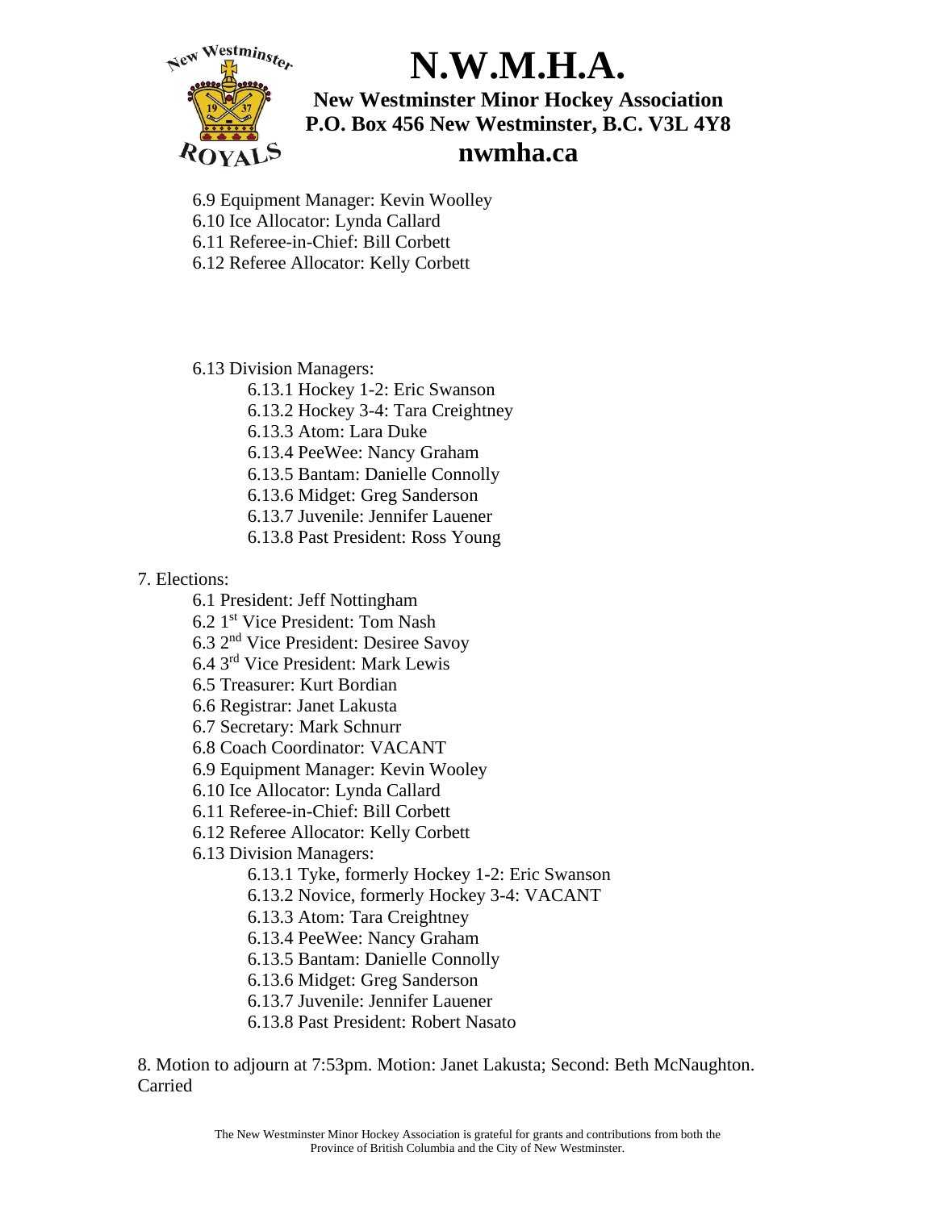6.9 Equipment Manager: Kevin Woolley
6.10 Ice Allocator: Lynda Callard
6.11 Referee-in-Chief: Bill Corbett
6.12 Referee Allocator: Kelly Corbett

6.13 Division Managers:

- 6.13.1 Hockey 1-2: Eric Swanson
- 6.13.2 Hockey 3-4: Tara Creightney
- 6.13.3 Atom: Lara Duke
- 6.13.4 PeeWee: Nancy Graham
- 6.13.5 Bantam: Danielle Connolly
- 6.13.6 Midget: Greg Sanderson
- 6.13.7 Juvenile: Jennifer Lauener
- 6.13.8 Past President: Ross Young

7. Elections:

6.1 President: Jeff Nottingham
6.2 1st Vice President: Tom Nash
6.3 2nd Vice President: Desiree Savoy
6.4 3rd Vice President: Mark Lewis
6.5 Treasurer: Kurt Bordian
6.6 Registrar: Janet Lakusta
6.7 Secretary: Mark Schnurr
6.8 Coach Coordinator: VACANT
6.9 Equipment Manager: Kevin Wooley
6.10 Ice Allocator: Lynda Callard
6.11 Referee-in-Chief: Bill Corbett
6.12 Referee Allocator: Kelly Corbett
6.13 Division Managers:

- 6.13.1 Tyke, formerly Hockey 1-2: Eric Swanson
- 6.13.2 Novice, formerly Hockey 3-4: VACANT
- 6.13.3 Atom: Tara Creightney
- 6.13.4 PeeWee: Nancy Graham
- 6.13.5 Bantam: Danielle Connolly
- 6.13.6 Midget: Greg Sanderson
- 6.13.7 Juvenile: Jennifer Lauener
- 6.13.8 Past President: Robert Nasato

8. Motion to adjourn at 7:53pm. Motion: Janet Lakusta; Second: Beth McNaughton. Carried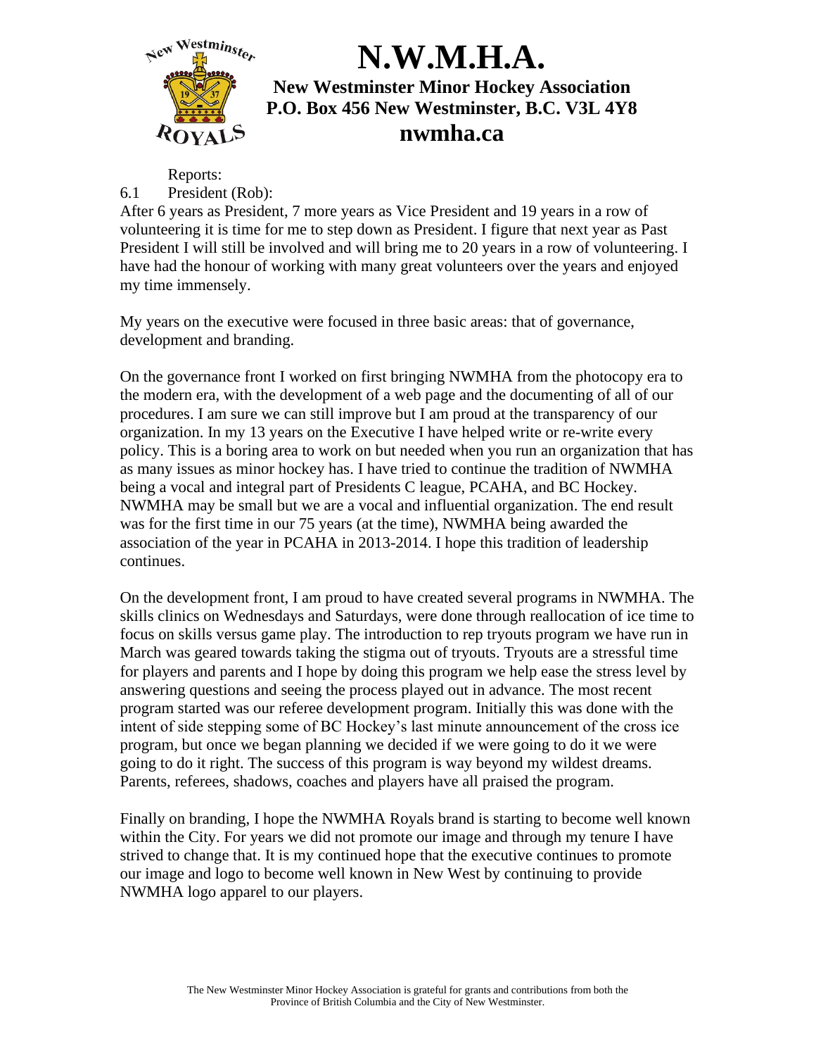Reports:

6.1 President (Rob):

After 6 years as President, 7 more years as Vice President and 19 years in a row of volunteering it is time for me to step down as President. I figure that next year as Past President I will still be involved and will bring me to 20 years in a row of volunteering. I have had the honour of working with many great volunteers over the years and enjoyed my time immensely.

My years on the executive were focused in three basic areas: that of governance, development and branding.

On the governance front I worked on first bringing NWMHA from the photocopy era to the modern era, with the development of a web page and the documenting of all of our procedures. I am sure we can still improve but I am proud at the transparency of our organization. In my 13 years on the Executive I have helped write or re-write every policy. This is a boring area to work on but needed when you run an organization that has as many issues as minor hockey has. I have tried to continue the tradition of NWMHA being a vocal and integral part of Presidents C league, PCAHA, and BC Hockey. NWMHA may be small but we are a vocal and influential organization. The end result was for the first time in our 75 years (at the time), NWMHA being awarded the association of the year in PCAHA in 2013-2014. I hope this tradition of leadership continues.

On the development front, I am proud to have created several programs in NWMHA. The skills clinics on Wednesdays and Saturdays, were done through reallocation of ice time to focus on skills versus game play. The introduction to rep tryouts program we have run in March was geared towards taking the stigma out of tryouts. Tryouts are a stressful time for players and parents and I hope by doing this program we help ease the stress level by answering questions and seeing the process played out in advance. The most recent program started was our referee development program. Initially this was done with the intent of side stepping some of BC Hockey's last minute announcement of the cross ice program, but once we began planning we decided if we were going to do it we were going to do it right. The success of this program is way beyond my wildest dreams. Parents, referees, shadows, coaches and players have all praised the program.

Finally on branding, I hope the NWMHA Royals brand is starting to become well known within the City. For years we did not promote our image and through my tenure I have strived to change that. It is my continued hope that the executive continues to promote our image and logo to become well known in New West by continuing to provide NWMHA logo apparel to our players.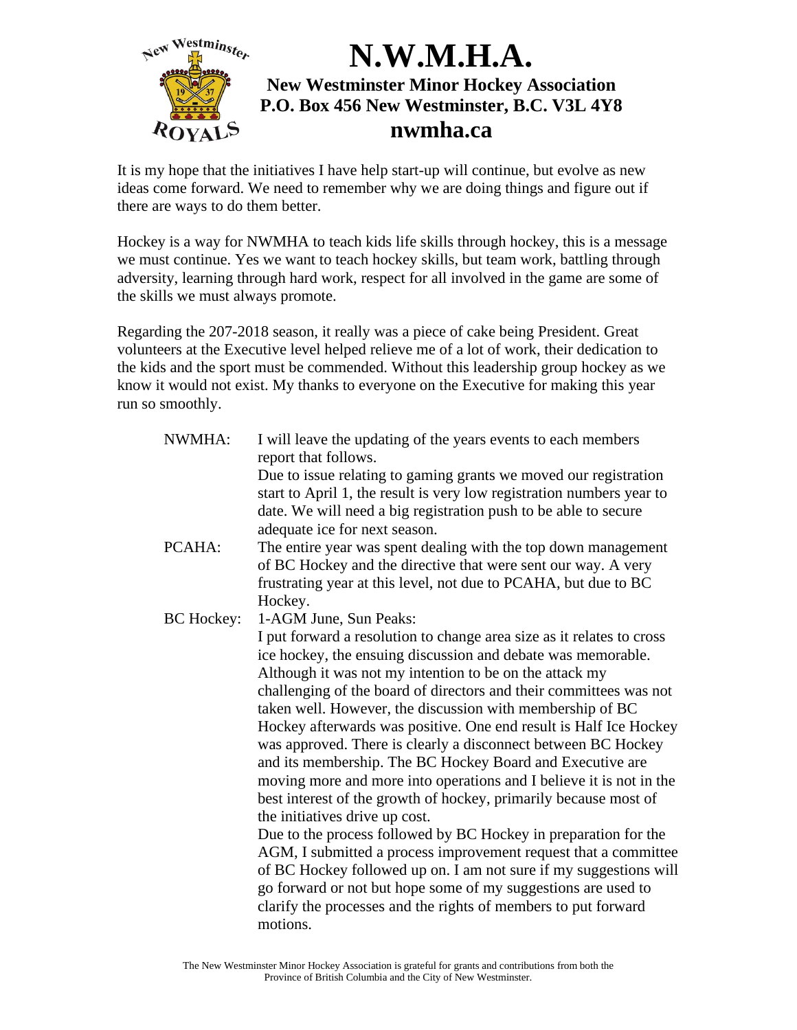It is my hope that the initiatives I have help start-up will continue, but evolve as new ideas come forward. We need to remember why we are doing things and figure out if there are ways to do them better.

Hockey is a way for NWMHA to teach kids life skills through hockey, this is a message we must continue. Yes we want to teach hockey skills, but team work, battling through adversity, learning through hard work, respect for all involved in the game are some of the skills we must always promote.

Regarding the 207-2018 season, it really was a piece of cake being President. Great volunteers at the Executive level helped relieve me of a lot of work, their dedication to the kids and the sport must be commended. Without this leadership group hockey as we know it would not exist. My thanks to everyone on the Executive for making this year run so smoothly.

NWMHA: I will leave the updating of the years events to each members report that follows.
Due to issue relating to gaming grants we moved our registration start to April 1, the result is very low registration numbers year to date. We will need a big registration push to be able to secure adequate ice for next season.

PCAHA: The entire year was spent dealing with the top down management of BC Hockey and the directive that were sent our way. A very frustrating year at this level, not due to PCAHA, but due to BC Hockey.

BC Hockey: 1-AGM June, Sun Peaks:
I put forward a resolution to change area size as it relates to cross ice hockey, the ensuing discussion and debate was memorable. Although it was not my intention to be on the attack my challenging of the board of directors and their committees was not taken well. However, the discussion with membership of BC Hockey afterwards was positive. One end result is Half Ice Hockey was approved. There is clearly a disconnect between BC Hockey and its membership. The BC Hockey Board and Executive are moving more and more into operations and I believe it is not in the best interest of the growth of hockey, primarily because most of the initiatives drive up cost.
Due to the process followed by BC Hockey in preparation for the AGM, I submitted a process improvement request that a committee of BC Hockey followed up on. I am not sure if my suggestions will go forward or not but hope some of my suggestions are used to clarify the processes and the rights of members to put forward motions.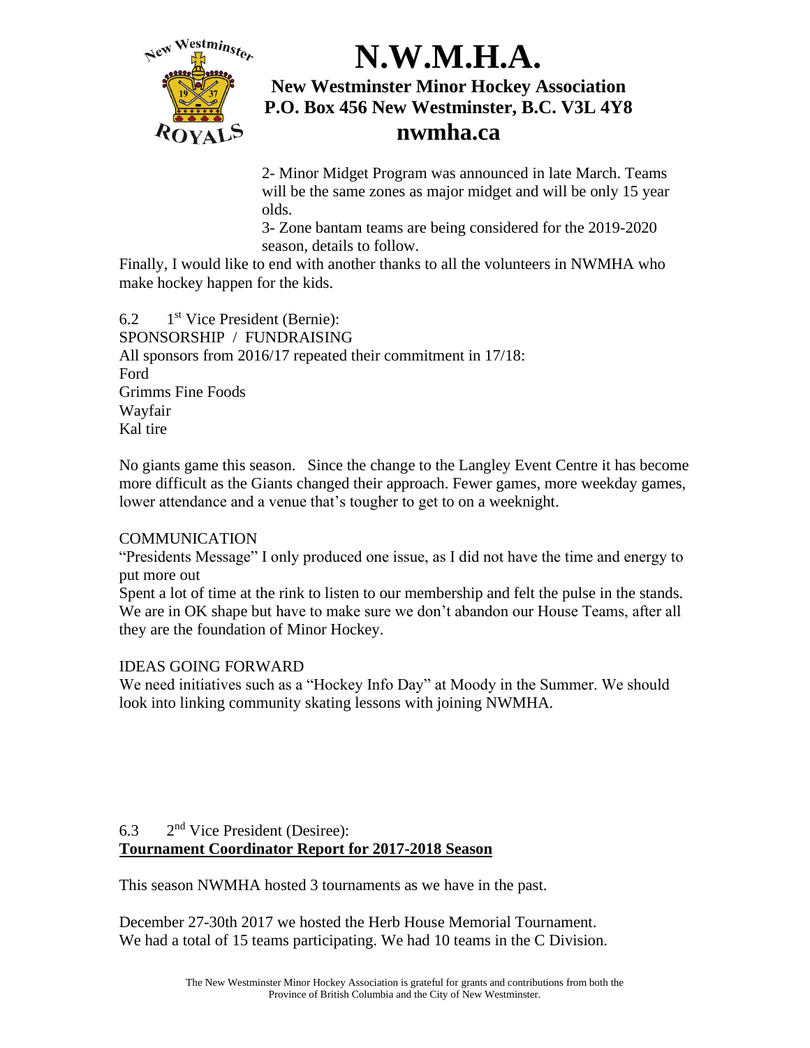2- Minor Midget Program was announced in late March. Teams will be the same zones as major midget and will be only 15 year olds.

3- Zone bantam teams are being considered for the 2019-2020 season, details to follow.

Finally, I would like to end with another thanks to all the volunteers in NWMHA who make hockey happen for the kids.

6.2 1st Vice President (Bernie):

SPONSORSHIP / FUNDRAISING

All sponsors from 2016/17 repeated their commitment in 17/18:

Ford
Grimms Fine Foods
Wayfair
Kal tire

No giants game this season. Since the change to the Langley Event Centre it has become more difficult as the Giants changed their approach. Fewer games, more weekday games, lower attendance and a venue that's tougher to get to on a weeknight.

COMMUNICATION

"Presidents Message" I only produced one issue, as I did not have the time and energy to put more out

Spent a lot of time at the rink to listen to our membership and felt the pulse in the stands. We are in OK shape but have to make sure we don't abandon our House Teams, after all they are the foundation of Minor Hockey.

IDEAS GOING FORWARD

We need initiatives such as a "Hockey Info Day" at Moody in the Summer. We should look into linking community skating lessons with joining NWMHA.

6.3 2nd Vice President (Desiree):

**Tournament Coordinator Report for 2017-2018 Season**

This season NWMHA hosted 3 tournaments as we have in the past.

December 27-30th 2017 we hosted the Herb House Memorial Tournament. We had a total of 15 teams participating. We had 10 teams in the C Division.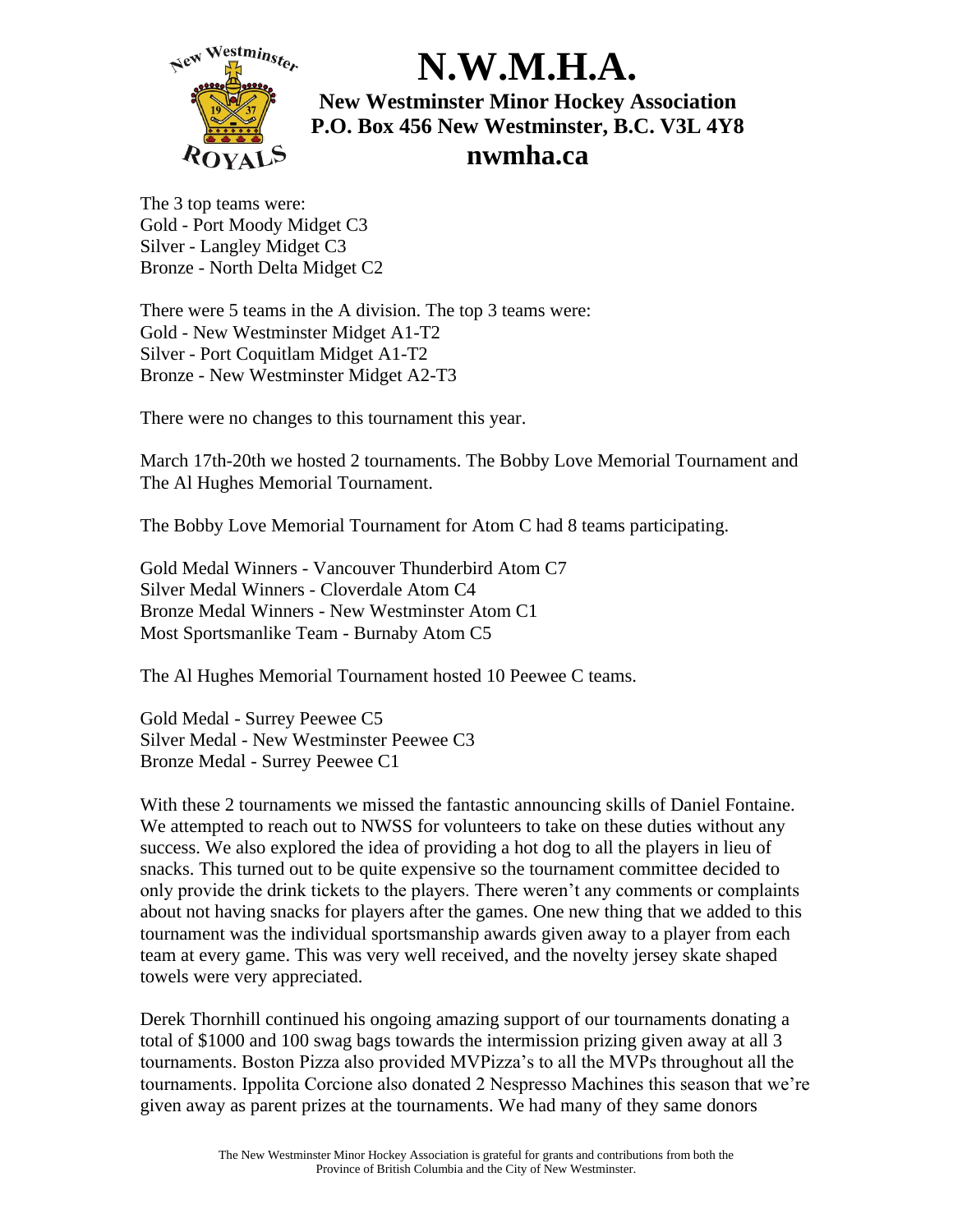The 3 top teams were:
Gold - Port Moody Midget C3
Silver - Langley Midget C3
Bronze - North Delta Midget C2

There were 5 teams in the A division. The top 3 teams were:
Gold - New Westminster Midget A1-T2
Silver - Port Coquitlam Midget A1-T2
Bronze - New Westminster Midget A2-T3

There were no changes to this tournament this year.

March 17th-20th we hosted 2 tournaments. The Bobby Love Memorial Tournament and The Al Hughes Memorial Tournament.

The Bobby Love Memorial Tournament for Atom C had 8 teams participating.

Gold Medal Winners - Vancouver Thunderbird Atom C7
Silver Medal Winners - Cloverdale Atom C4
Bronze Medal Winners - New Westminster Atom C1
Most Sportsmanlike Team - Burnaby Atom C5

The Al Hughes Memorial Tournament hosted 10 Peewee C teams.

Gold Medal - Surrey Peewee C5
Silver Medal - New Westminster Peewee C3
Bronze Medal - Surrey Peewee C1

With these 2 tournaments we missed the fantastic announcing skills of Daniel Fontaine. We attempted to reach out to NWSS for volunteers to take on these duties without any success. We also explored the idea of providing a hot dog to all the players in lieu of snacks. This turned out to be quite expensive so the tournament committee decided to only provide the drink tickets to the players. There weren't any comments or complaints about not having snacks for players after the games. One new thing that we added to this tournament was the individual sportsmanship awards given away to a player from each team at every game. This was very well received, and the novelty jersey skate shaped towels were very appreciated.

Derek Thornhill continued his ongoing amazing support of our tournaments donating a total of $1000 and 100 swag bags towards the intermission prizing given away at all 3 tournaments. Boston Pizza also provided MVPizza's to all the MVPs throughout all the tournaments. Ippolita Corcione also donated 2 Nespresso Machines this season that we're given away as parent prizes at the tournaments. We had many of they same donors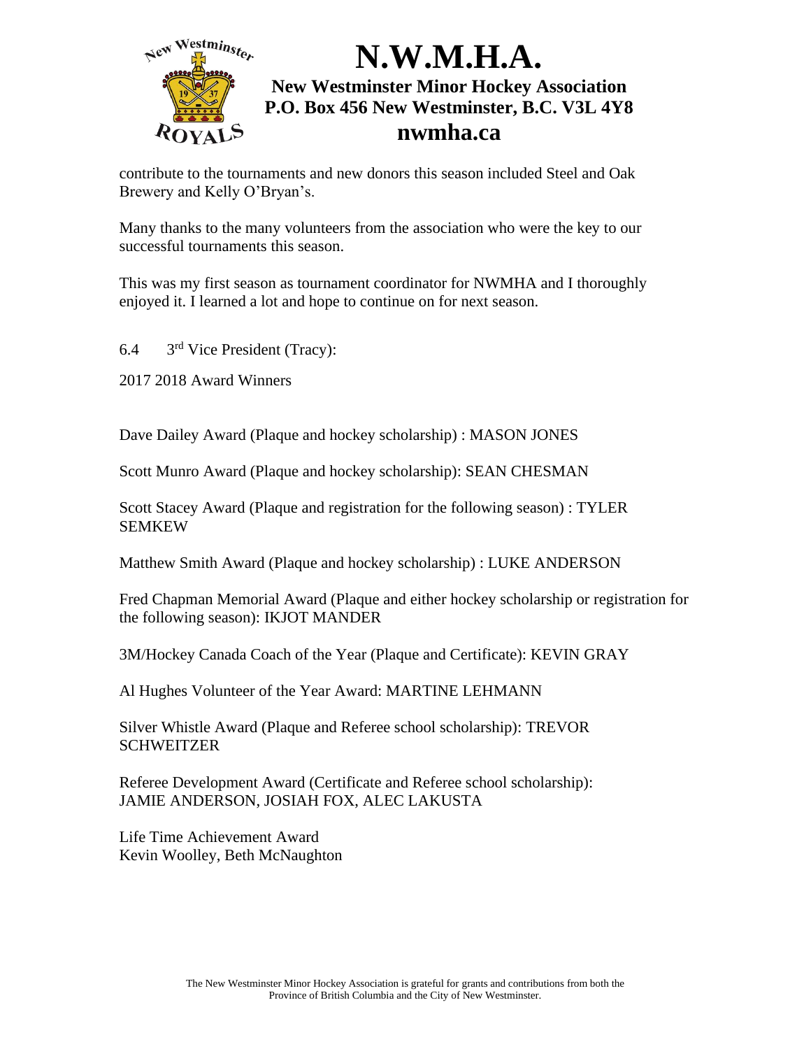contribute to the tournaments and new donors this season included Steel and Oak Brewery and Kelly O'Bryan's.

Many thanks to the many volunteers from the association who were the key to our successful tournaments this season.

This was my first season as tournament coordinator for NWMHA and I thoroughly enjoyed it. I learned a lot and hope to continue on for next season.

6.4 3rd Vice President (Tracy):

2017 2018 Award Winners

Dave Dailey Award (Plaque and hockey scholarship) : MASON JONES

Scott Munro Award (Plaque and hockey scholarship): SEAN CHESMAN

Scott Stacey Award (Plaque and registration for the following season) : TYLER SEMKEW

Matthew Smith Award (Plaque and hockey scholarship) : LUKE ANDERSON

Fred Chapman Memorial Award (Plaque and either hockey scholarship or registration for the following season): IKJOT MANDER

3M/Hockey Canada Coach of the Year (Plaque and Certificate): KEVIN GRAY

Al Hughes Volunteer of the Year Award: MARTINE LEHMANN

Silver Whistle Award (Plaque and Referee school scholarship): TREVOR SCHWEITZER

Referee Development Award (Certificate and Referee school scholarship): JAMIE ANDERSON, JOSIAH FOX, ALEC LAKUSTA

Life Time Achievement Award
Kevin Woolley, Beth McNaughton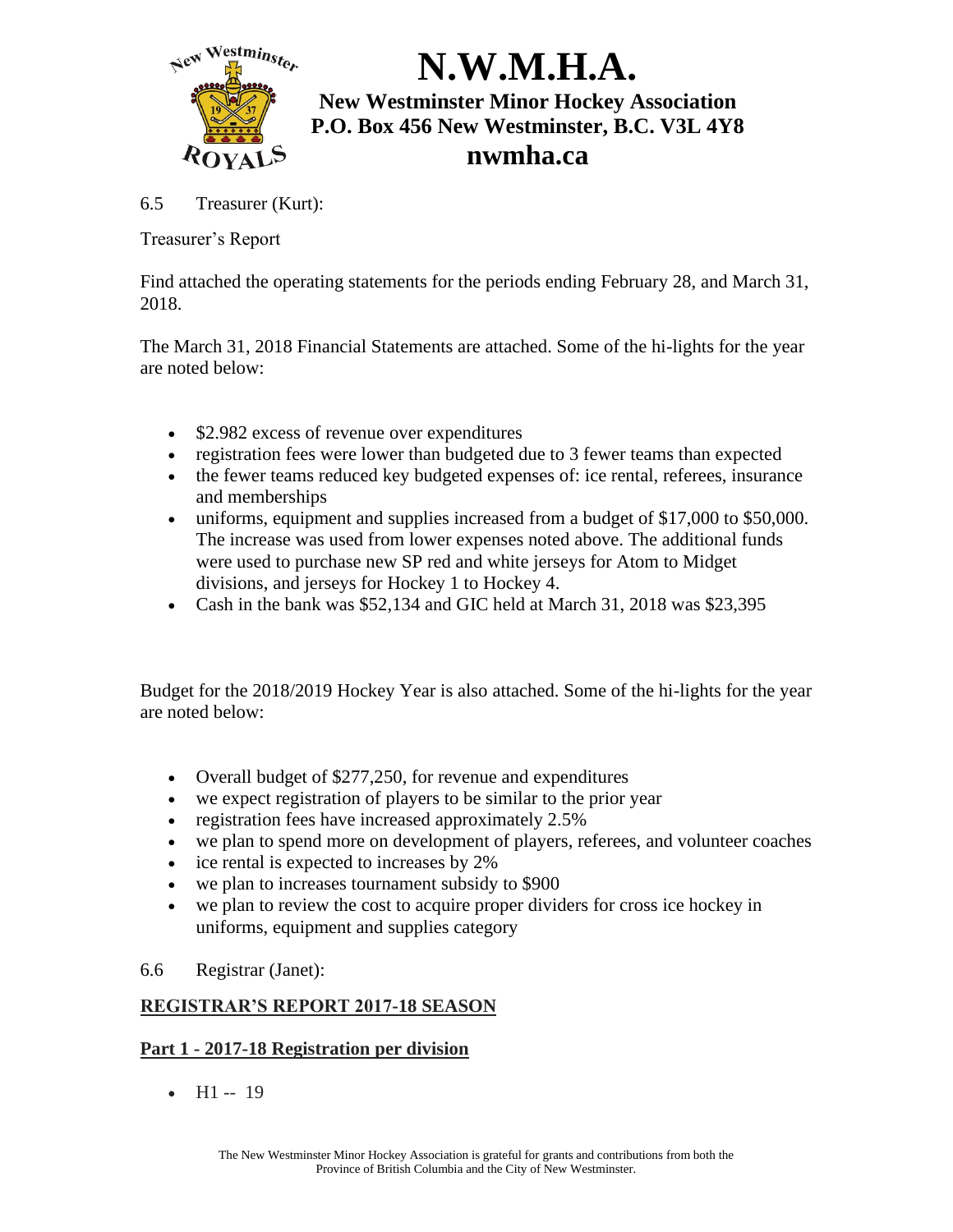6.5 Treasurer (Kurt):

Treasurer's Report

Find attached the operating statements for the periods ending February 28, and March 31, 2018.

The March 31, 2018 Financial Statements are attached. Some of the hi-lights for the year are noted below:

- $2.982 excess of revenue over expenditures
- registration fees were lower than budgeted due to 3 fewer teams than expected
- the fewer teams reduced key budgeted expenses of: ice rental, referees, insurance and memberships
- uniforms, equipment and supplies increased from a budget of $17,000 to $50,000. The increase was used from lower expenses noted above. The additional funds were used to purchase new SP red and white jerseys for Atom to Midget divisions, and jerseys for Hockey 1 to Hockey 4.
- Cash in the bank was $52,134 and GIC held at March 31, 2018 was $23,395

Budget for the 2018/2019 Hockey Year is also attached. Some of the hi-lights for the year are noted below:

- Overall budget of $277,250, for revenue and expenditures
- we expect registration of players to be similar to the prior year
- registration fees have increased approximately 2.5%
- we plan to spend more on development of players, referees, and volunteer coaches
- ice rental is expected to increases by 2%
- we plan to increases tournament subsidy to $900
- we plan to review the cost to acquire proper dividers for cross ice hockey in uniforms, equipment and supplies category

6.6 Registrar (Janet):

## REGISTRAR'S REPORT 2017-18 SEASON

### Part 1 - 2017-18 Registration per division

- H1 -- 19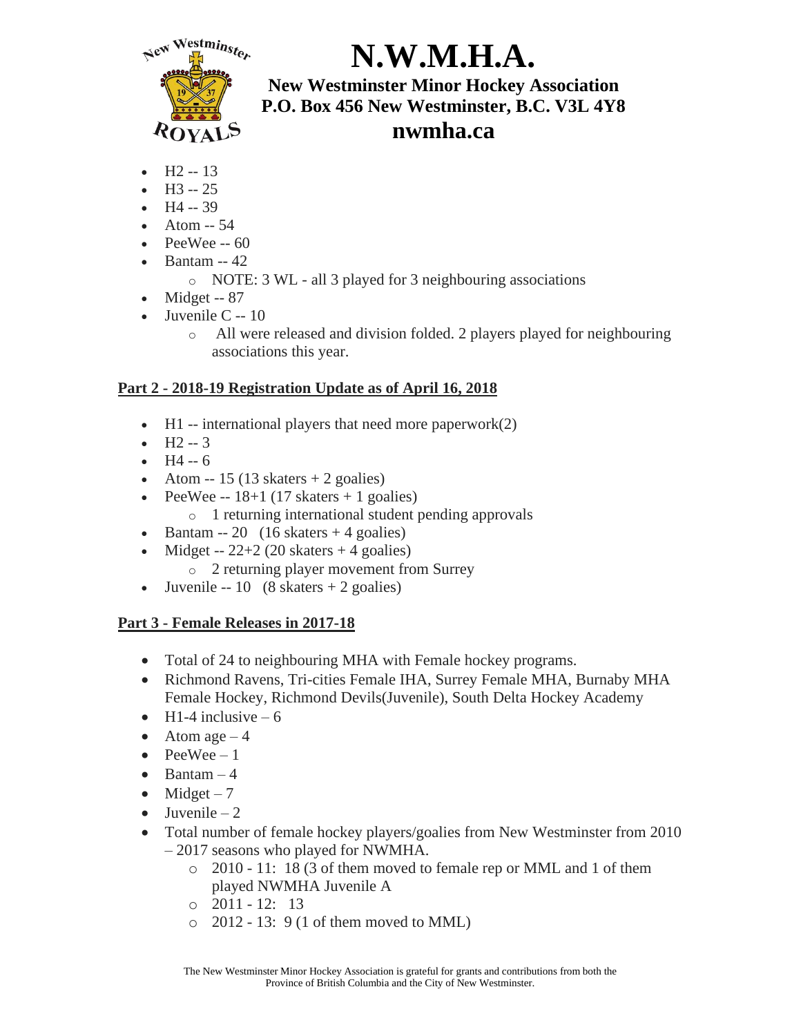- H2 -- 13
- H3 -- 25
- H4 -- 39
- Atom -- 54
- PeeWee -- 60
- Bantam -- 42
  - NOTE: 3 WL - all 3 played for 3 neighbouring associations
- Midget -- 87
- Juvenile C -- 10
  - All were released and division folded. 2 players played for neighbouring associations this year.

**Part 2 - 2018-19 Registration Update as of April 16, 2018**

- H1 -- international players that need more paperwork(2)
- H2 -- 3
- H4 -- 6
- Atom -- 15 (13 skaters + 2 goalies)
- PeeWee -- 18+1 (17 skaters + 1 goalies)
  - 1 returning international student pending approvals
- Bantam -- 20 (16 skaters + 4 goalies)
- Midget -- 22+2 (20 skaters + 4 goalies)
  - 2 returning player movement from Surrey
- Juvenile -- 10 (8 skaters + 2 goalies)

**Part 3 - Female Releases in 2017-18**

- Total of 24 to neighbouring MHA with Female hockey programs.
- Richmond Ravens, Tri-cities Female IHA, Surrey Female MHA, Burnaby MHA Female Hockey, Richmond Devils(Juvenile), South Delta Hockey Academy
- H1-4 inclusive – 6
- Atom age – 4
- PeeWee – 1
- Bantam – 4
- Midget – 7
- Juvenile – 2
- Total number of female hockey players/goalies from New Westminster from 2010 – 2017 seasons who played for NWMHA.
  - 2010 - 11: 18 (3 of them moved to female rep or MML and 1 of them played NWMHA Juvenile A
  - 2011 - 12: 13
  - 2012 - 13: 9 (1 of them moved to MML)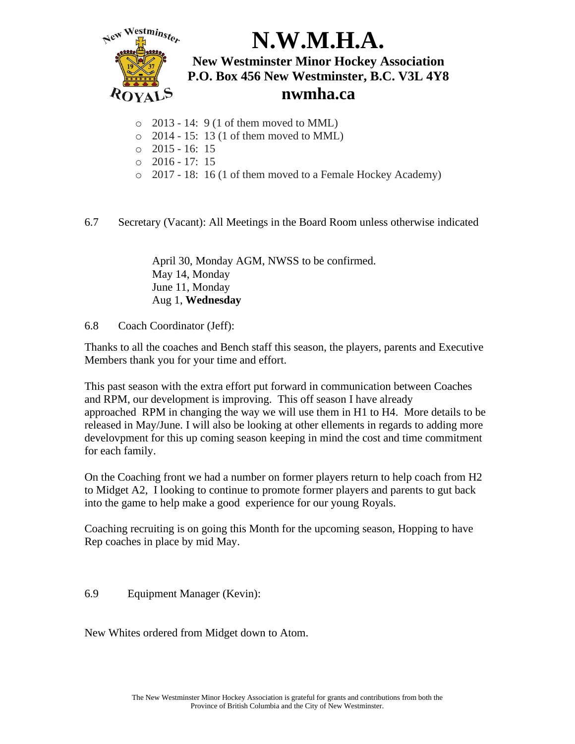- 2013 - 14: 9 (1 of them moved to MML)
- 2014 - 15: 13 (1 of them moved to MML)
- 2015 - 16: 15
- 2016 - 17: 15
- 2017 - 18: 16 (1 of them moved to a Female Hockey Academy)

6.7 Secretary (Vacant): All Meetings in the Board Room unless otherwise indicated

April 30, Monday AGM, NWSS to be confirmed.
May 14, Monday
June 11, Monday
Aug 1, **Wednesday**

6.8 Coach Coordinator (Jeff):

Thanks to all the coaches and Bench staff this season, the players, parents and Executive Members thank you for your time and effort.

This past season with the extra effort put forward in communication between Coaches and RPM, our development is improving. This off season I have already approached RPM in changing the way we will use them in H1 to H4. More details to be released in May/June. I will also be looking at other ellements in regards to adding more develovpment for this up coming season keeping in mind the cost and time commitment for each family.

On the Coaching front we had a number on former players return to help coach from H2 to Midget A2, I looking to continue to promote former players and parents to gut back into the game to help make a good experience for our young Royals.

Coaching recruiting is on going this Month for the upcoming season, Hopping to have Rep coaches in place by mid May.

6.9 Equipment Manager (Kevin):

New Whites ordered from Midget down to Atom.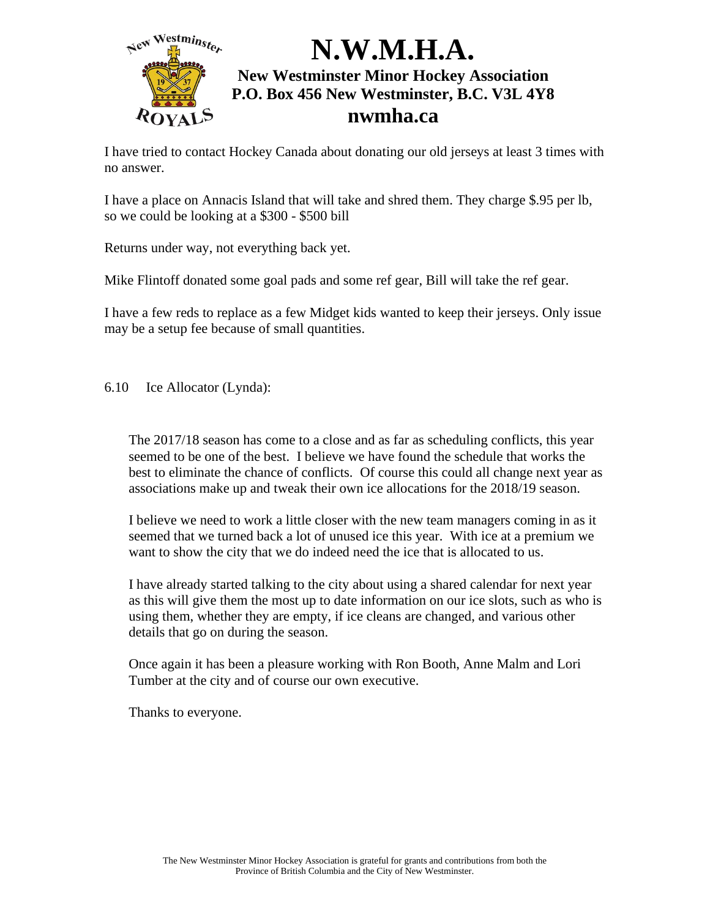I have tried to contact Hockey Canada about donating our old jerseys at least 3 times with no answer.

I have a place on Annacis Island that will take and shred them. They charge $.95 per lb, so we could be looking at a $300 - $500 bill

Returns under way, not everything back yet.

Mike Flintoff donated some goal pads and some ref gear, Bill will take the ref gear.

I have a few reds to replace as a few Midget kids wanted to keep their jerseys. Only issue may be a setup fee because of small quantities.

6.10 Ice Allocator (Lynda):

The 2017/18 season has come to a close and as far as scheduling conflicts, this year seemed to be one of the best. I believe we have found the schedule that works the best to eliminate the chance of conflicts. Of course this could all change next year as associations make up and tweak their own ice allocations for the 2018/19 season.

I believe we need to work a little closer with the new team managers coming in as it seemed that we turned back a lot of unused ice this year. With ice at a premium we want to show the city that we do indeed need the ice that is allocated to us.

I have already started talking to the city about using a shared calendar for next year as this will give them the most up to date information on our ice slots, such as who is using them, whether they are empty, if ice cleans are changed, and various other details that go on during the season.

Once again it has been a pleasure working with Ron Booth, Anne Malm and Lori Tumber at the city and of course our own executive.

Thanks to everyone.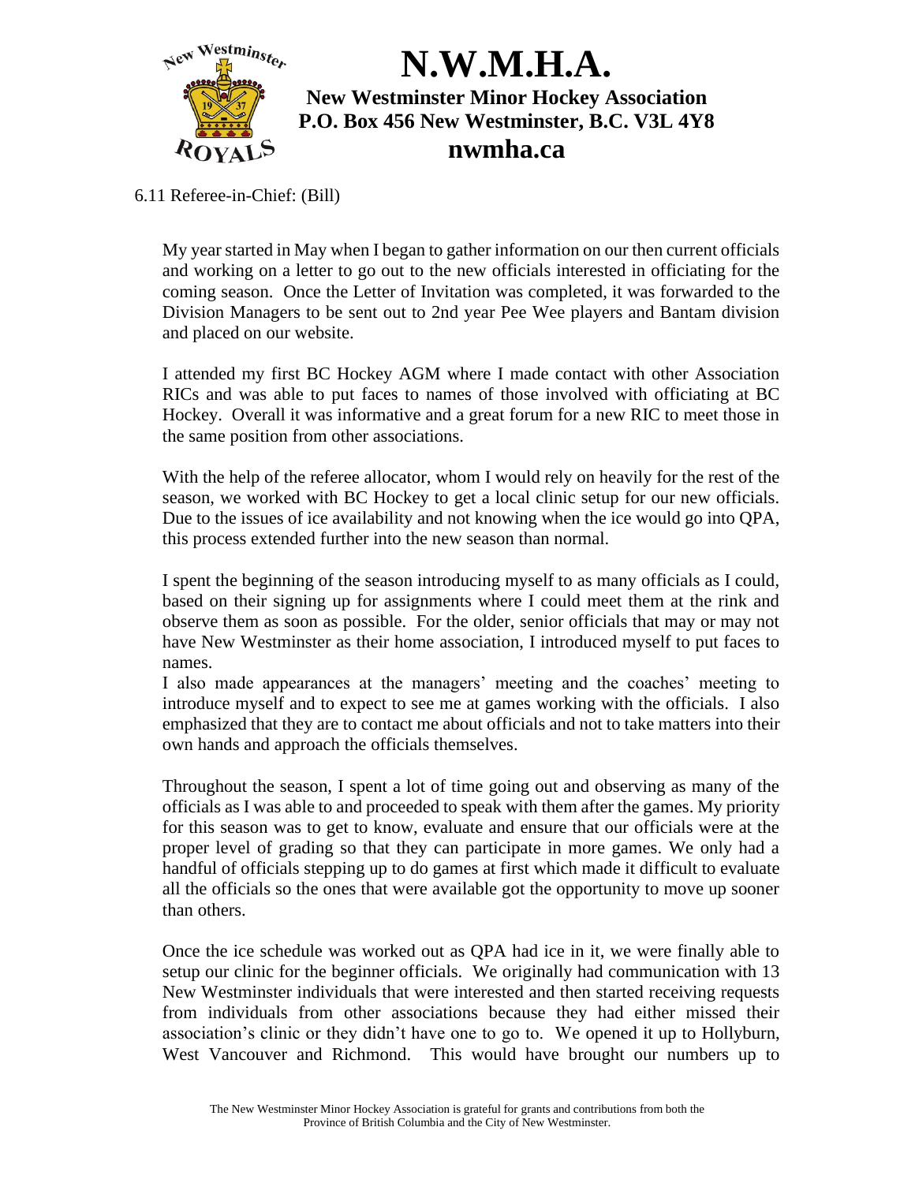6.11 Referee-in-Chief: (Bill)

My year started in May when I began to gather information on our then current officials and working on a letter to go out to the new officials interested in officiating for the coming season. Once the Letter of Invitation was completed, it was forwarded to the Division Managers to be sent out to 2nd year Pee Wee players and Bantam division and placed on our website.

I attended my first BC Hockey AGM where I made contact with other Association RICs and was able to put faces to names of those involved with officiating at BC Hockey. Overall it was informative and a great forum for a new RIC to meet those in the same position from other associations.

With the help of the referee allocator, whom I would rely on heavily for the rest of the season, we worked with BC Hockey to get a local clinic setup for our new officials. Due to the issues of ice availability and not knowing when the ice would go into QPA, this process extended further into the new season than normal.

I spent the beginning of the season introducing myself to as many officials as I could, based on their signing up for assignments where I could meet them at the rink and observe them as soon as possible. For the older, senior officials that may or may not have New Westminster as their home association, I introduced myself to put faces to names.

I also made appearances at the managers' meeting and the coaches' meeting to introduce myself and to expect to see me at games working with the officials. I also emphasized that they are to contact me about officials and not to take matters into their own hands and approach the officials themselves.

Throughout the season, I spent a lot of time going out and observing as many of the officials as I was able to and proceeded to speak with them after the games. My priority for this season was to get to know, evaluate and ensure that our officials were at the proper level of grading so that they can participate in more games. We only had a handful of officials stepping up to do games at first which made it difficult to evaluate all the officials so the ones that were available got the opportunity to move up sooner than others.

Once the ice schedule was worked out as QPA had ice in it, we were finally able to setup our clinic for the beginner officials. We originally had communication with 13 New Westminster individuals that were interested and then started receiving requests from individuals from other associations because they had either missed their association's clinic or they didn't have one to go to. We opened it up to Hollyburn, West Vancouver and Richmond. This would have brought our numbers up to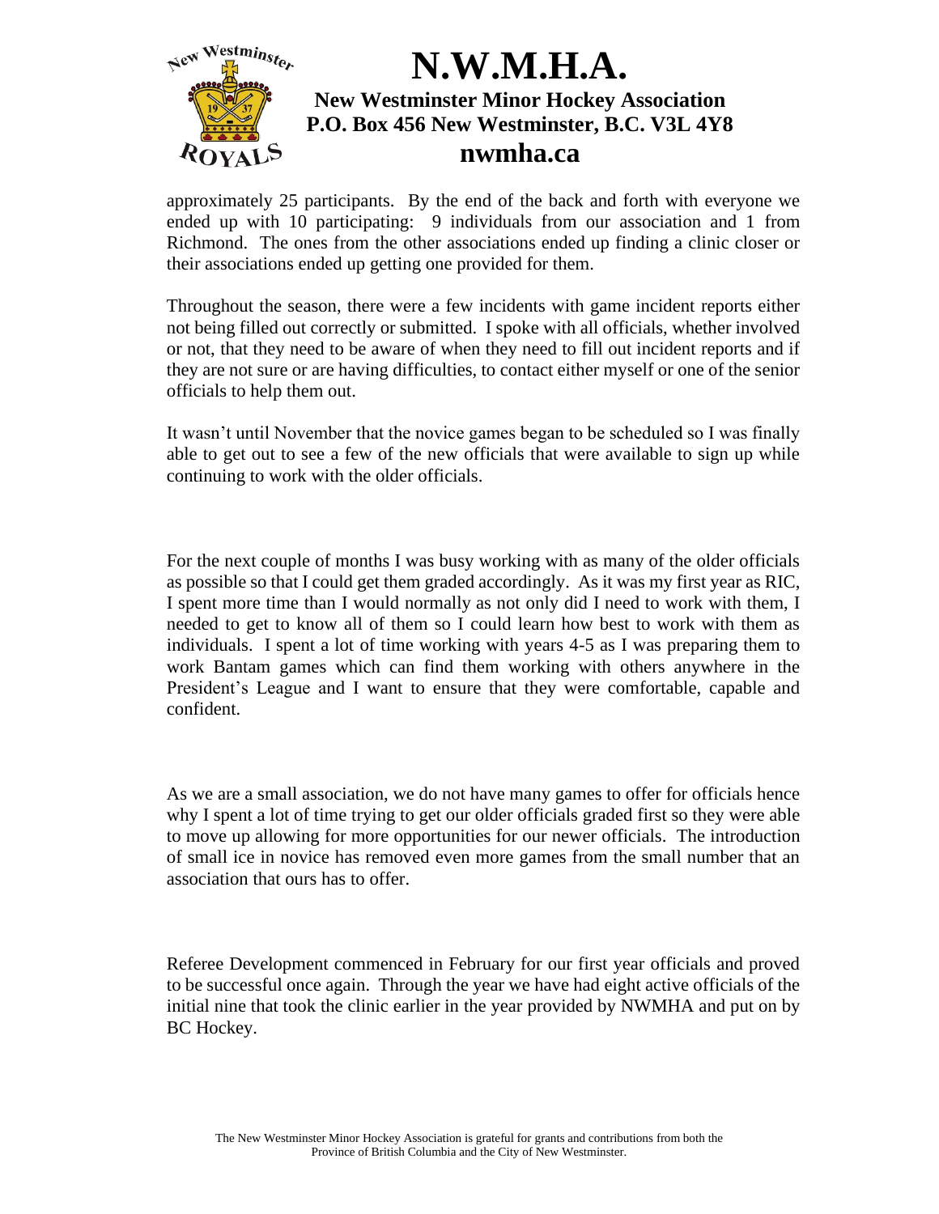approximately 25 participants. By the end of the back and forth with everyone we ended up with 10 participating: 9 individuals from our association and 1 from Richmond. The ones from the other associations ended up finding a clinic closer or their associations ended up getting one provided for them.

Throughout the season, there were a few incidents with game incident reports either not being filled out correctly or submitted. I spoke with all officials, whether involved or not, that they need to be aware of when they need to fill out incident reports and if they are not sure or are having difficulties, to contact either myself or one of the senior officials to help them out.

It wasn't until November that the novice games began to be scheduled so I was finally able to get out to see a few of the new officials that were available to sign up while continuing to work with the older officials.

For the next couple of months I was busy working with as many of the older officials as possible so that I could get them graded accordingly. As it was my first year as RIC, I spent more time than I would normally as not only did I need to work with them, I needed to get to know all of them so I could learn how best to work with them as individuals. I spent a lot of time working with years 4-5 as I was preparing them to work Bantam games which can find them working with others anywhere in the President's League and I want to ensure that they were comfortable, capable and confident.

As we are a small association, we do not have many games to offer for officials hence why I spent a lot of time trying to get our older officials graded first so they were able to move up allowing for more opportunities for our newer officials. The introduction of small ice in novice has removed even more games from the small number that an association that ours has to offer.

Referee Development commenced in February for our first year officials and proved to be successful once again. Through the year we have had eight active officials of the initial nine that took the clinic earlier in the year provided by NWMHA and put on by BC Hockey.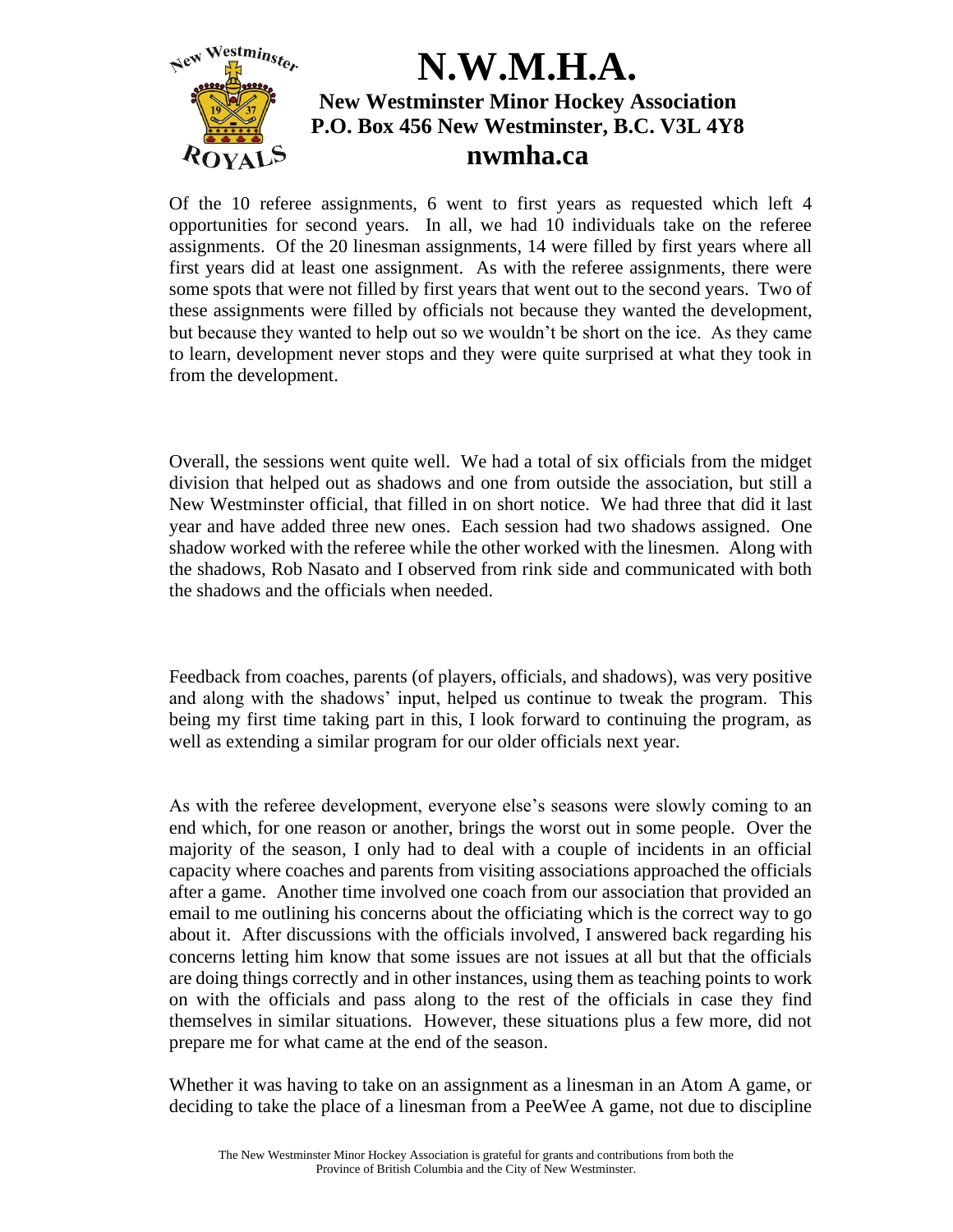Of the 10 referee assignments, 6 went to first years as requested which left 4 opportunities for second years. In all, we had 10 individuals take on the referee assignments. Of the 20 linesman assignments, 14 were filled by first years where all first years did at least one assignment. As with the referee assignments, there were some spots that were not filled by first years that went out to the second years. Two of these assignments were filled by officials not because they wanted the development, but because they wanted to help out so we wouldn't be short on the ice. As they came to learn, development never stops and they were quite surprised at what they took in from the development.

Overall, the sessions went quite well. We had a total of six officials from the midget division that helped out as shadows and one from outside the association, but still a New Westminster official, that filled in on short notice. We had three that did it last year and have added three new ones. Each session had two shadows assigned. One shadow worked with the referee while the other worked with the linesmen. Along with the shadows, Rob Nasato and I observed from rink side and communicated with both the shadows and the officials when needed.

Feedback from coaches, parents (of players, officials, and shadows), was very positive and along with the shadows' input, helped us continue to tweak the program. This being my first time taking part in this, I look forward to continuing the program, as well as extending a similar program for our older officials next year.

As with the referee development, everyone else's seasons were slowly coming to an end which, for one reason or another, brings the worst out in some people. Over the majority of the season, I only had to deal with a couple of incidents in an official capacity where coaches and parents from visiting associations approached the officials after a game. Another time involved one coach from our association that provided an email to me outlining his concerns about the officiating which is the correct way to go about it. After discussions with the officials involved, I answered back regarding his concerns letting him know that some issues are not issues at all but that the officials are doing things correctly and in other instances, using them as teaching points to work on with the officials and pass along to the rest of the officials in case they find themselves in similar situations. However, these situations plus a few more, did not prepare me for what came at the end of the season.

Whether it was having to take on an assignment as a linesman in an Atom A game, or deciding to take the place of a linesman from a PeeWee A game, not due to discipline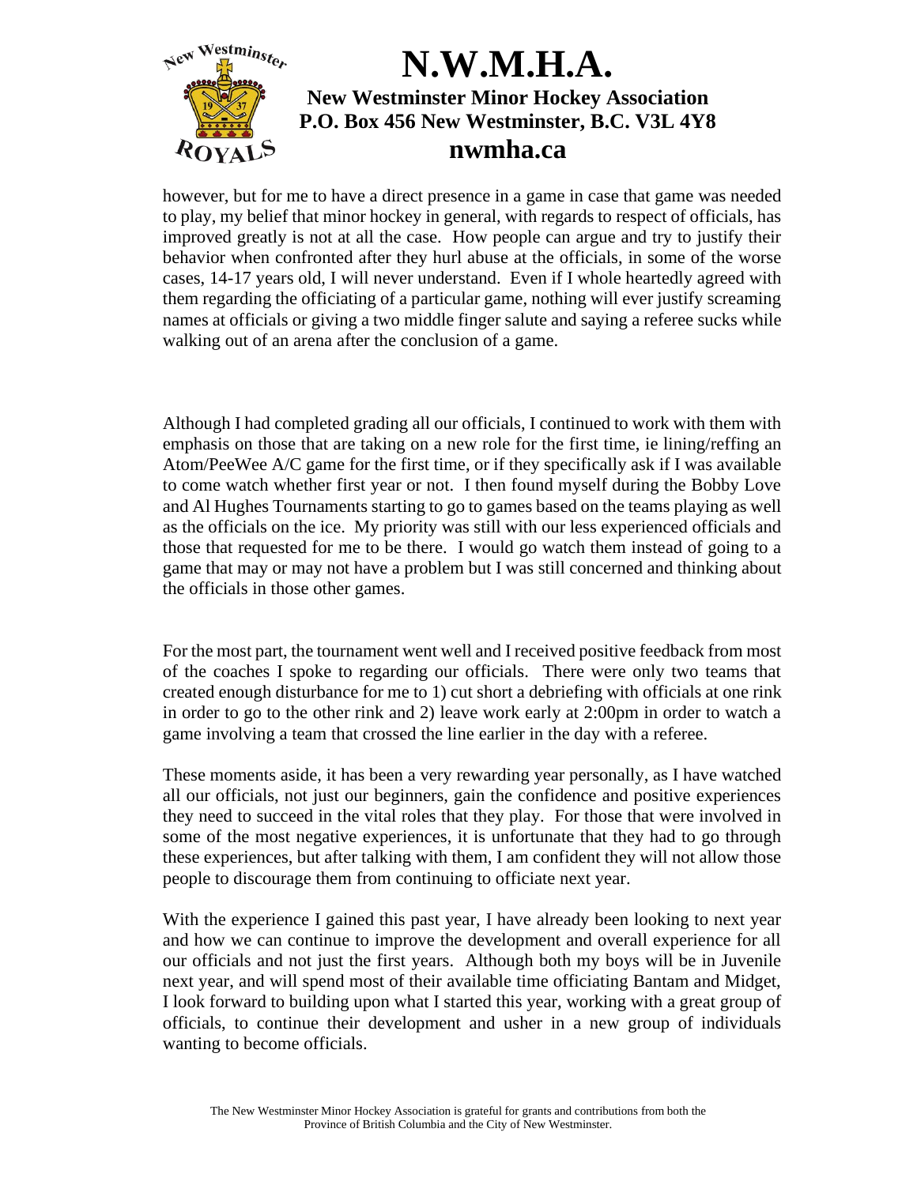however, but for me to have a direct presence in a game in case that game was needed to play, my belief that minor hockey in general, with regards to respect of officials, has improved greatly is not at all the case. How people can argue and try to justify their behavior when confronted after they hurl abuse at the officials, in some of the worse cases, 14-17 years old, I will never understand. Even if I whole heartedly agreed with them regarding the officiating of a particular game, nothing will ever justify screaming names at officials or giving a two middle finger salute and saying a referee sucks while walking out of an arena after the conclusion of a game.

Although I had completed grading all our officials, I continued to work with them with emphasis on those that are taking on a new role for the first time, ie lining/reffing an Atom/PeeWee A/C game for the first time, or if they specifically ask if I was available to come watch whether first year or not. I then found myself during the Bobby Love and Al Hughes Tournaments starting to go to games based on the teams playing as well as the officials on the ice. My priority was still with our less experienced officials and those that requested for me to be there. I would go watch them instead of going to a game that may or may not have a problem but I was still concerned and thinking about the officials in those other games.

For the most part, the tournament went well and I received positive feedback from most of the coaches I spoke to regarding our officials. There were only two teams that created enough disturbance for me to 1) cut short a debriefing with officials at one rink in order to go to the other rink and 2) leave work early at 2:00pm in order to watch a game involving a team that crossed the line earlier in the day with a referee.

These moments aside, it has been a very rewarding year personally, as I have watched all our officials, not just our beginners, gain the confidence and positive experiences they need to succeed in the vital roles that they play. For those that were involved in some of the most negative experiences, it is unfortunate that they had to go through these experiences, but after talking with them, I am confident they will not allow those people to discourage them from continuing to officiate next year.

With the experience I gained this past year, I have already been looking to next year and how we can continue to improve the development and overall experience for all our officials and not just the first years. Although both my boys will be in Juvenile next year, and will spend most of their available time officiating Bantam and Midget, I look forward to building upon what I started this year, working with a great group of officials, to continue their development and usher in a new group of individuals wanting to become officials.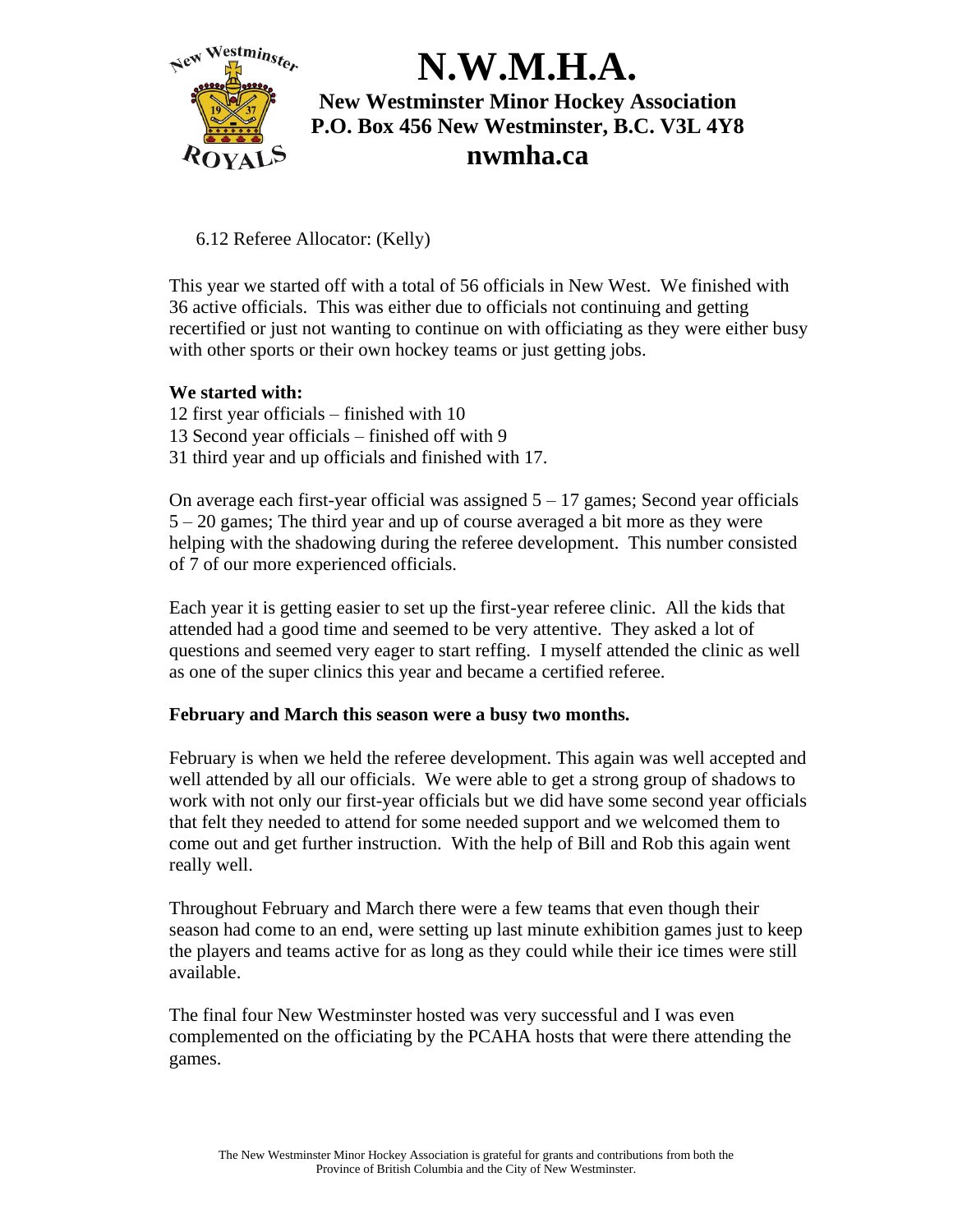# N.W.M.H.A.

**New Westminster Minor Hockey Association**
**P.O. Box 456 New Westminster, B.C. V3L 4Y8**
**nwmha.ca**

6.12 Referee Allocator: (Kelly)

This year we started off with a total of 56 officials in New West. We finished with 36 active officials. This was either due to officials not continuing and getting recertified or just not wanting to continue on with officiating as they were either busy with other sports or their own hockey teams or just getting jobs.

**We started with:**
12 first year officials – finished with 10
13 Second year officials – finished off with 9
31 third year and up officials and finished with 17.

On average each first-year official was assigned 5 – 17 games; Second year officials 5 – 20 games; The third year and up of course averaged a bit more as they were helping with the shadowing during the referee development. This number consisted of 7 of our more experienced officials.

Each year it is getting easier to set up the first-year referee clinic. All the kids that attended had a good time and seemed to be very attentive. They asked a lot of questions and seemed very eager to start reffing. I myself attended the clinic as well as one of the super clinics this year and became a certified referee.

**February and March this season were a busy two months.**

February is when we held the referee development. This again was well accepted and well attended by all our officials. We were able to get a strong group of shadows to work with not only our first-year officials but we did have some second year officials that felt they needed to attend for some needed support and we welcomed them to come out and get further instruction. With the help of Bill and Rob this again went really well.

Throughout February and March there were a few teams that even though their season had come to an end, were setting up last minute exhibition games just to keep the players and teams active for as long as they could while their ice times were still available.

The final four New Westminster hosted was very successful and I was even complemented on the officiating by the PCAHA hosts that were there attending the games.

The New Westminster Minor Hockey Association is grateful for grants and contributions from both the Province of British Columbia and the City of New Westminster.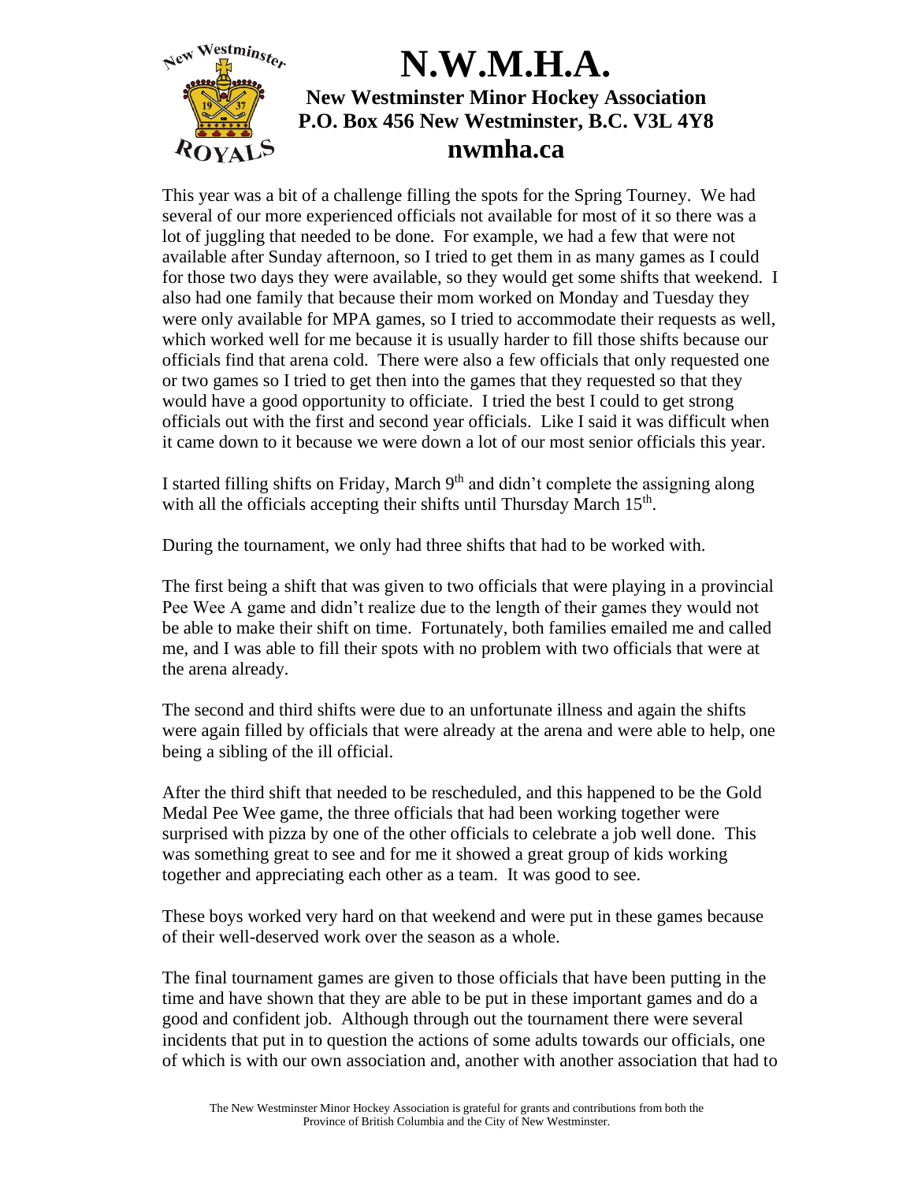# N.W.M.H.A.

**New Westminster Minor Hockey Association**
**P.O. Box 456 New Westminster, B.C. V3L 4Y8**
**nwmha.ca**

This year was a bit of a challenge filling the spots for the Spring Tourney. We had several of our more experienced officials not available for most of it so there was a lot of juggling that needed to be done. For example, we had a few that were not available after Sunday afternoon, so I tried to get them in as many games as I could for those two days they were available, so they would get some shifts that weekend. I also had one family that because their mom worked on Monday and Tuesday they were only available for MPA games, so I tried to accommodate their requests as well, which worked well for me because it is usually harder to fill those shifts because our officials find that arena cold. There were also a few officials that only requested one or two games so I tried to get then into the games that they requested so that they would have a good opportunity to officiate. I tried the best I could to get strong officials out with the first and second year officials. Like I said it was difficult when it came down to it because we were down a lot of our most senior officials this year.

I started filling shifts on Friday, March 9th and didn't complete the assigning along with all the officials accepting their shifts until Thursday March 15th.

During the tournament, we only had three shifts that had to be worked with.

The first being a shift that was given to two officials that were playing in a provincial Pee Wee A game and didn't realize due to the length of their games they would not be able to make their shift on time. Fortunately, both families emailed me and called me, and I was able to fill their spots with no problem with two officials that were at the arena already.

The second and third shifts were due to an unfortunate illness and again the shifts were again filled by officials that were already at the arena and were able to help, one being a sibling of the ill official.

After the third shift that needed to be rescheduled, and this happened to be the Gold Medal Pee Wee game, the three officials that had been working together were surprised with pizza by one of the other officials to celebrate a job well done. This was something great to see and for me it showed a great group of kids working together and appreciating each other as a team. It was good to see.

These boys worked very hard on that weekend and were put in these games because of their well-deserved work over the season as a whole.

The final tournament games are given to those officials that have been putting in the time and have shown that they are able to be put in these important games and do a good and confident job. Although through out the tournament there were several incidents that put in to question the actions of some adults towards our officials, one of which is with our own association and, another with another association that had to

The New Westminster Minor Hockey Association is grateful for grants and contributions from both the Province of British Columbia and the City of New Westminster.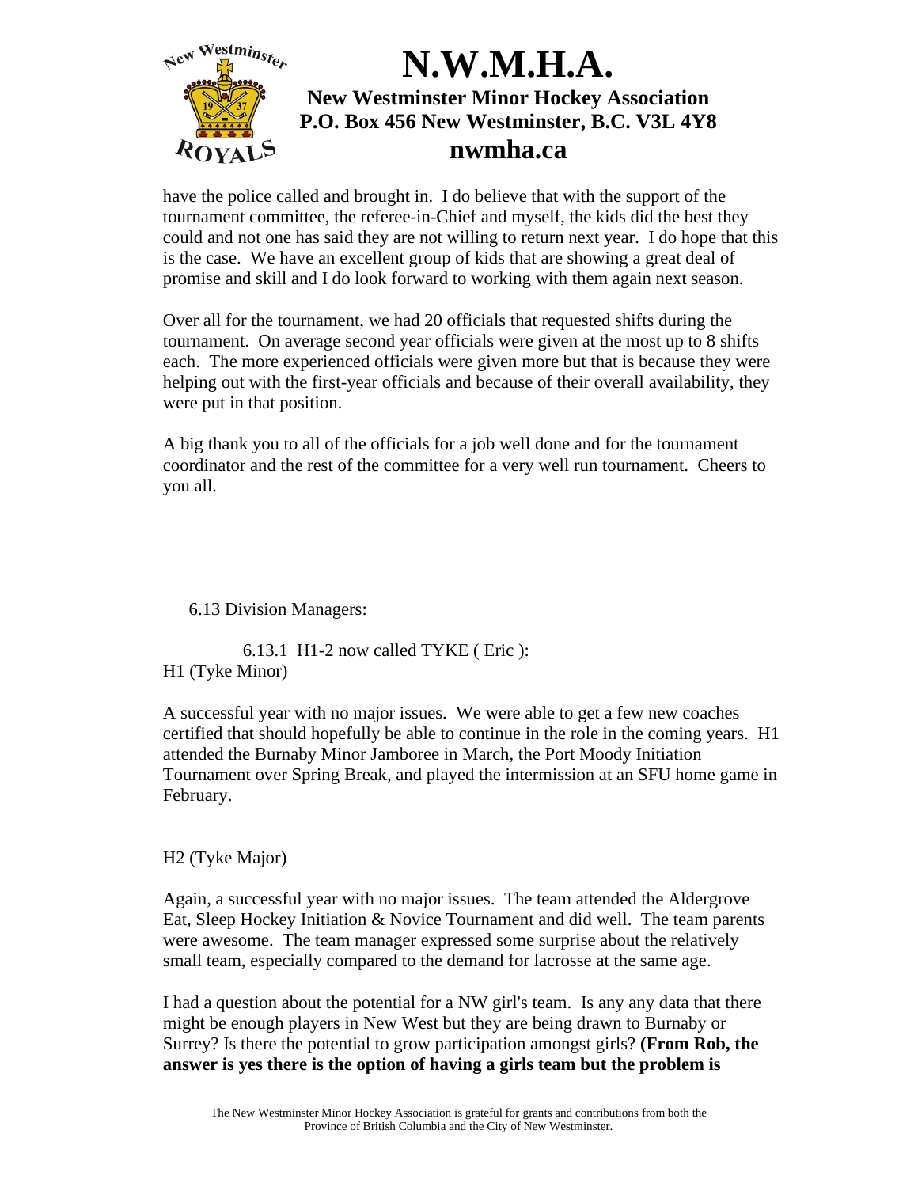have the police called and brought in. I do believe that with the support of the tournament committee, the referee-in-Chief and myself, the kids did the best they could and not one has said they are not willing to return next year. I do hope that this is the case. We have an excellent group of kids that are showing a great deal of promise and skill and I do look forward to working with them again next season.

Over all for the tournament, we had 20 officials that requested shifts during the tournament. On average second year officials were given at the most up to 8 shifts each. The more experienced officials were given more but that is because they were helping out with the first-year officials and because of their overall availability, they were put in that position.

A big thank you to all of the officials for a job well done and for the tournament coordinator and the rest of the committee for a very well run tournament. Cheers to you all.

6.13 Division Managers:

6.13.1 H1-2 now called TYKE ( Eric ):
H1 (Tyke Minor)

A successful year with no major issues. We were able to get a few new coaches certified that should hopefully be able to continue in the role in the coming years. H1 attended the Burnaby Minor Jamboree in March, the Port Moody Initiation Tournament over Spring Break, and played the intermission at an SFU home game in February.

H2 (Tyke Major)

Again, a successful year with no major issues. The team attended the Aldergrove Eat, Sleep Hockey Initiation & Novice Tournament and did well. The team parents were awesome. The team manager expressed some surprise about the relatively small team, especially compared to the demand for lacrosse at the same age.

I had a question about the potential for a NW girl's team. Is any any data that there might be enough players in New West but they are being drawn to Burnaby or Surrey? Is there the potential to grow participation amongst girls? **(From Rob, the answer is yes there is the option of having a girls team but the problem is**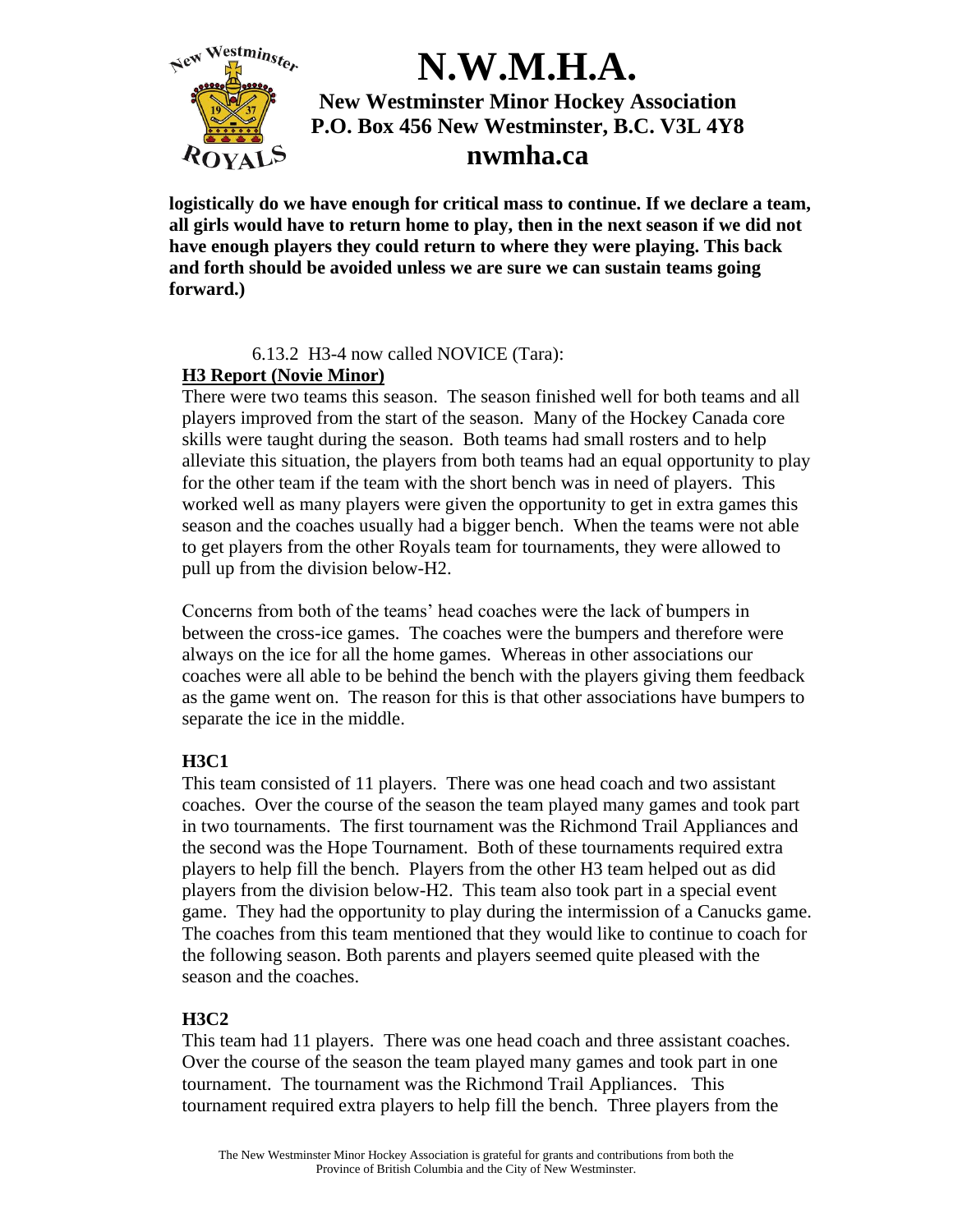**logistically do we have enough for critical mass to continue. If we declare a team, all girls would have to return home to play, then in the next season if we did not have enough players they could return to where they were playing. This back and forth should be avoided unless we are sure we can sustain teams going forward.)**

6.13.2 H3-4 now called NOVICE (Tara):

**H3 Report (Novie Minor)**

There were two teams this season. The season finished well for both teams and all players improved from the start of the season. Many of the Hockey Canada core skills were taught during the season. Both teams had small rosters and to help alleviate this situation, the players from both teams had an equal opportunity to play for the other team if the team with the short bench was in need of players. This worked well as many players were given the opportunity to get in extra games this season and the coaches usually had a bigger bench. When the teams were not able to get players from the other Royals team for tournaments, they were allowed to pull up from the division below-H2.

Concerns from both of the teams' head coaches were the lack of bumpers in between the cross-ice games. The coaches were the bumpers and therefore were always on the ice for all the home games. Whereas in other associations our coaches were all able to be behind the bench with the players giving them feedback as the game went on. The reason for this is that other associations have bumpers to separate the ice in the middle.

**H3C1**

This team consisted of 11 players. There was one head coach and two assistant coaches. Over the course of the season the team played many games and took part in two tournaments. The first tournament was the Richmond Trail Appliances and the second was the Hope Tournament. Both of these tournaments required extra players to help fill the bench. Players from the other H3 team helped out as did players from the division below-H2. This team also took part in a special event game. They had the opportunity to play during the intermission of a Canucks game. The coaches from this team mentioned that they would like to continue to coach for the following season. Both parents and players seemed quite pleased with the season and the coaches.

**H3C2**

This team had 11 players. There was one head coach and three assistant coaches. Over the course of the season the team played many games and took part in one tournament. The tournament was the Richmond Trail Appliances. This tournament required extra players to help fill the bench. Three players from the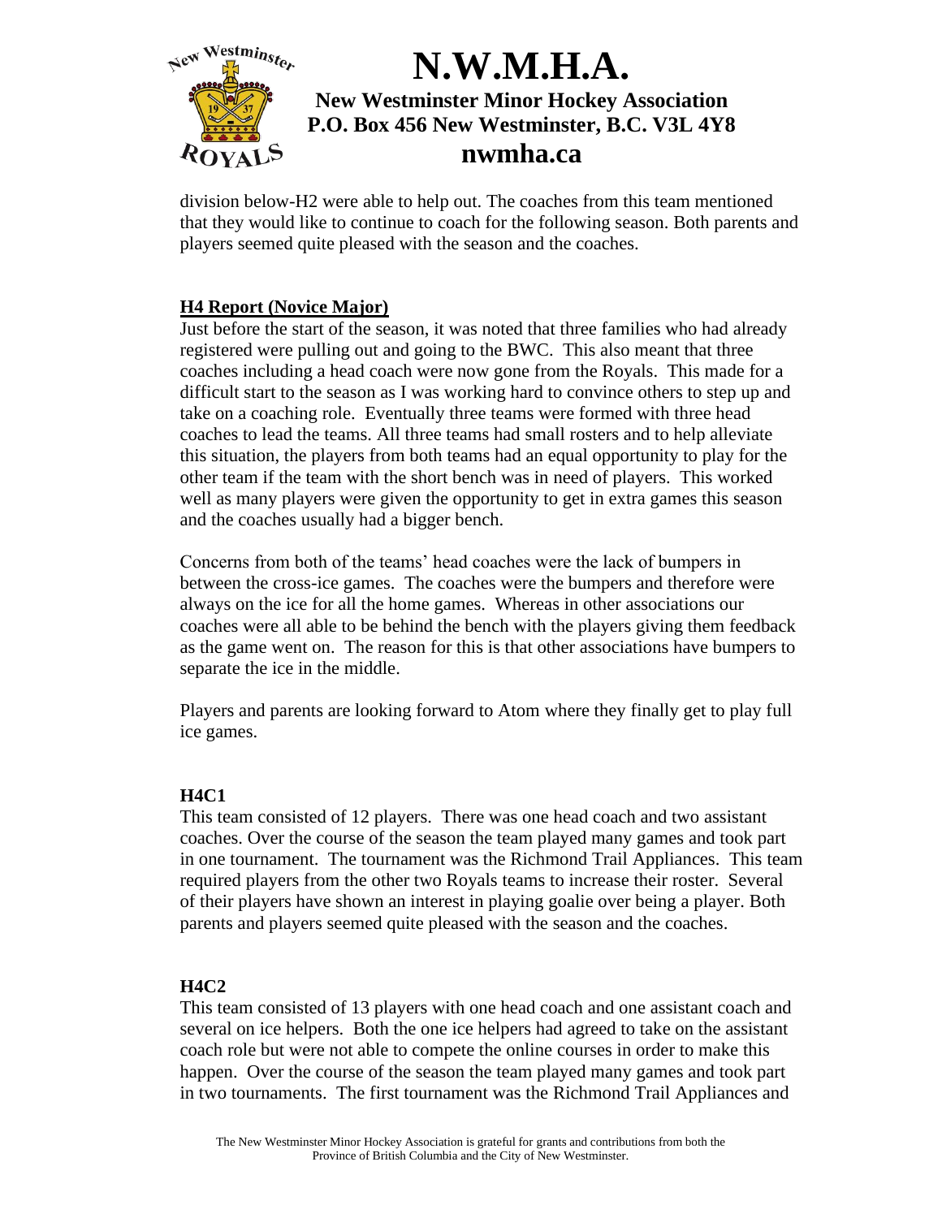division below-H2 were able to help out. The coaches from this team mentioned that they would like to continue to coach for the following season. Both parents and players seemed quite pleased with the season and the coaches.

## H4 Report (Novice Major)

Just before the start of the season, it was noted that three families who had already registered were pulling out and going to the BWC. This also meant that three coaches including a head coach were now gone from the Royals. This made for a difficult start to the season as I was working hard to convince others to step up and take on a coaching role. Eventually three teams were formed with three head coaches to lead the teams. All three teams had small rosters and to help alleviate this situation, the players from both teams had an equal opportunity to play for the other team if the team with the short bench was in need of players. This worked well as many players were given the opportunity to get in extra games this season and the coaches usually had a bigger bench.

Concerns from both of the teams' head coaches were the lack of bumpers in between the cross-ice games. The coaches were the bumpers and therefore were always on the ice for all the home games. Whereas in other associations our coaches were all able to be behind the bench with the players giving them feedback as the game went on. The reason for this is that other associations have bumpers to separate the ice in the middle.

Players and parents are looking forward to Atom where they finally get to play full ice games.

### H4C1

This team consisted of 12 players. There was one head coach and two assistant coaches. Over the course of the season the team played many games and took part in one tournament. The tournament was the Richmond Trail Appliances. This team required players from the other two Royals teams to increase their roster. Several of their players have shown an interest in playing goalie over being a player. Both parents and players seemed quite pleased with the season and the coaches.

### H4C2

This team consisted of 13 players with one head coach and one assistant coach and several on ice helpers. Both the one ice helpers had agreed to take on the assistant coach role but were not able to compete the online courses in order to make this happen. Over the course of the season the team played many games and took part in two tournaments. The first tournament was the Richmond Trail Appliances and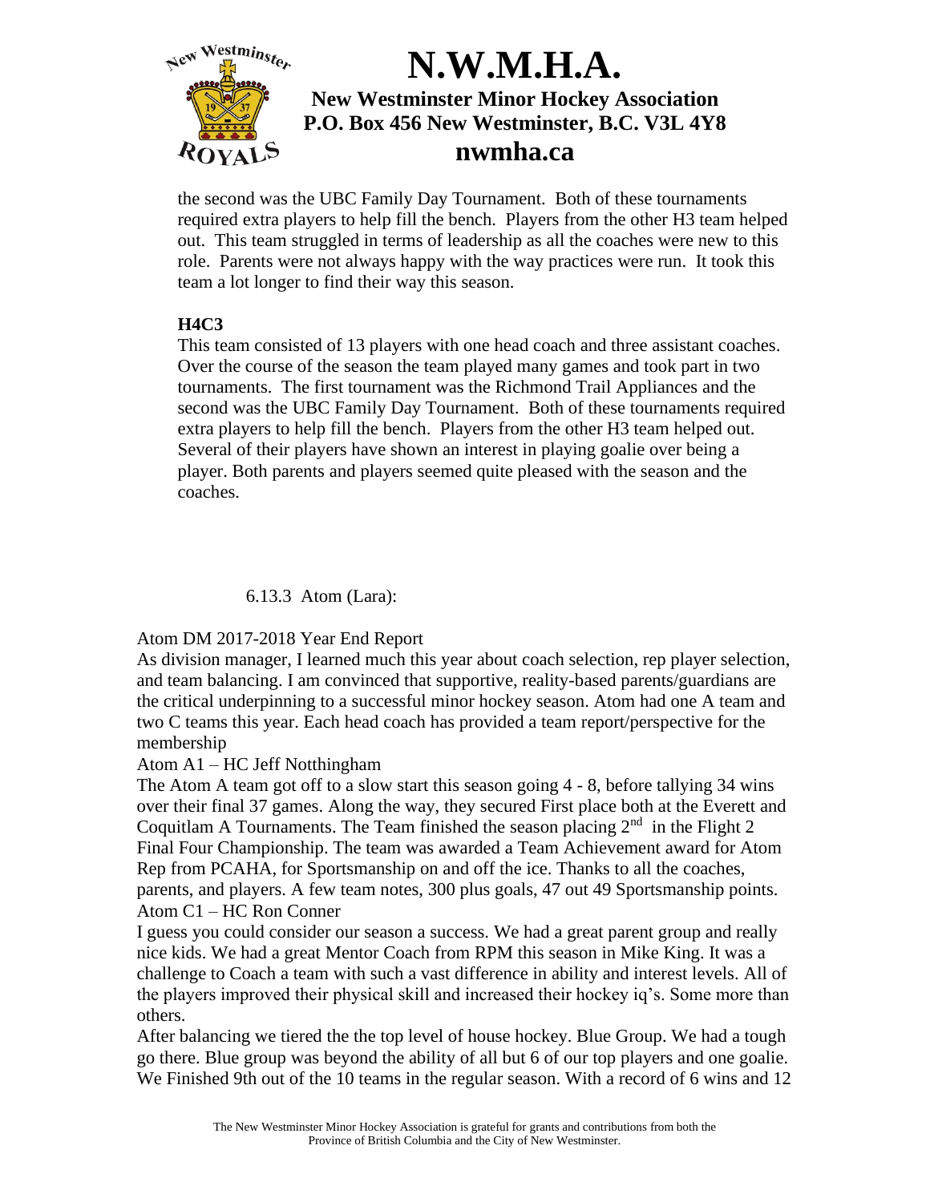the second was the UBC Family Day Tournament. Both of these tournaments required extra players to help fill the bench. Players from the other H3 team helped out. This team struggled in terms of leadership as all the coaches were new to this role. Parents were not always happy with the way practices were run. It took this team a lot longer to find their way this season.

**H4C3**

This team consisted of 13 players with one head coach and three assistant coaches. Over the course of the season the team played many games and took part in two tournaments. The first tournament was the Richmond Trail Appliances and the second was the UBC Family Day Tournament. Both of these tournaments required extra players to help fill the bench. Players from the other H3 team helped out. Several of their players have shown an interest in playing goalie over being a player. Both parents and players seemed quite pleased with the season and the coaches.

6.13.3 Atom (Lara):

Atom DM 2017-2018 Year End Report

As division manager, I learned much this year about coach selection, rep player selection, and team balancing. I am convinced that supportive, reality-based parents/guardians are the critical underpinning to a successful minor hockey season. Atom had one A team and two C teams this year. Each head coach has provided a team report/perspective for the membership

Atom A1 – HC Jeff Notthingham

The Atom A team got off to a slow start this season going 4 - 8, before tallying 34 wins over their final 37 games. Along the way, they secured First place both at the Everett and Coquitlam A Tournaments. The Team finished the season placing 2nd in the Flight 2 Final Four Championship. The team was awarded a Team Achievement award for Atom Rep from PCAHA, for Sportsmanship on and off the ice. Thanks to all the coaches, parents, and players. A few team notes, 300 plus goals, 47 out 49 Sportsmanship points.

Atom C1 – HC Ron Conner

I guess you could consider our season a success. We had a great parent group and really nice kids. We had a great Mentor Coach from RPM this season in Mike King. It was a challenge to Coach a team with such a vast difference in ability and interest levels. All of the players improved their physical skill and increased their hockey iq's. Some more than others.

After balancing we tiered the the top level of house hockey. Blue Group. We had a tough go there. Blue group was beyond the ability of all but 6 of our top players and one goalie. We Finished 9th out of the 10 teams in the regular season. With a record of 6 wins and 12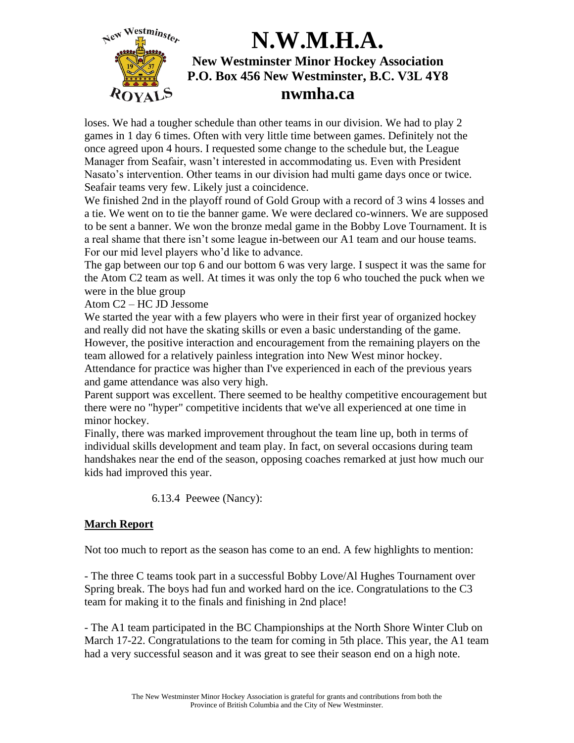loses. We had a tougher schedule than other teams in our division. We had to play 2 games in 1 day 6 times. Often with very little time between games. Definitely not the once agreed upon 4 hours. I requested some change to the schedule but, the League Manager from Seafair, wasn't interested in accommodating us. Even with President Nasato's intervention. Other teams in our division had multi game days once or twice. Seafair teams very few. Likely just a coincidence.

We finished 2nd in the playoff round of Gold Group with a record of 3 wins 4 losses and a tie. We went on to tie the banner game. We were declared co-winners. We are supposed to be sent a banner. We won the bronze medal game in the Bobby Love Tournament. It is a real shame that there isn't some league in-between our A1 team and our house teams. For our mid level players who'd like to advance.

The gap between our top 6 and our bottom 6 was very large. I suspect it was the same for the Atom C2 team as well. At times it was only the top 6 who touched the puck when we were in the blue group

Atom C2 – HC JD Jessome

We started the year with a few players who were in their first year of organized hockey and really did not have the skating skills or even a basic understanding of the game. However, the positive interaction and encouragement from the remaining players on the team allowed for a relatively painless integration into New West minor hockey.

Attendance for practice was higher than I've experienced in each of the previous years and game attendance was also very high.

Parent support was excellent. There seemed to be healthy competitive encouragement but there were no "hyper" competitive incidents that we've all experienced at one time in minor hockey.

Finally, there was marked improvement throughout the team line up, both in terms of individual skills development and team play. In fact, on several occasions during team handshakes near the end of the season, opposing coaches remarked at just how much our kids had improved this year.

6.13.4 Peewee (Nancy):

**March Report**

Not too much to report as the season has come to an end. A few highlights to mention:

- The three C teams took part in a successful Bobby Love/Al Hughes Tournament over Spring break. The boys had fun and worked hard on the ice. Congratulations to the C3 team for making it to the finals and finishing in 2nd place!

- The A1 team participated in the BC Championships at the North Shore Winter Club on March 17-22. Congratulations to the team for coming in 5th place. This year, the A1 team had a very successful season and it was great to see their season end on a high note.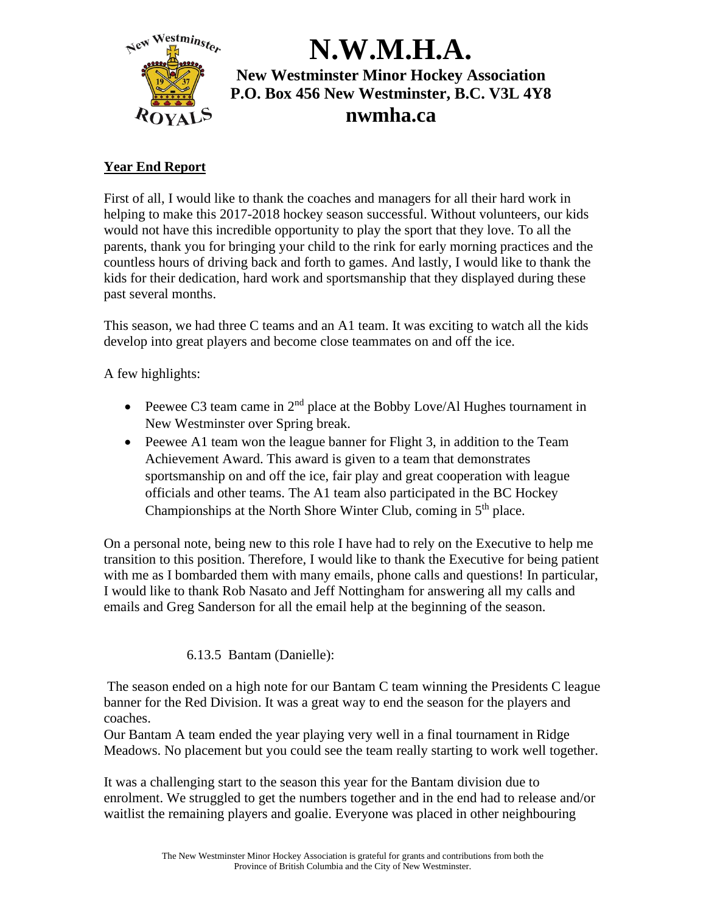# N.W.M.H.A.

**New Westminster Minor Hockey Association**
**P.O. Box 456 New Westminster, B.C. V3L 4Y8**
**nwmha.ca**

**Year End Report**

First of all, I would like to thank the coaches and managers for all their hard work in helping to make this 2017-2018 hockey season successful. Without volunteers, our kids would not have this incredible opportunity to play the sport that they love. To all the parents, thank you for bringing your child to the rink for early morning practices and the countless hours of driving back and forth to games. And lastly, I would like to thank the kids for their dedication, hard work and sportsmanship that they displayed during these past several months.

This season, we had three C teams and an A1 team. It was exciting to watch all the kids develop into great players and become close teammates on and off the ice.

A few highlights:

- Peewee C3 team came in 2nd place at the Bobby Love/Al Hughes tournament in New Westminster over Spring break.
- Peewee A1 team won the league banner for Flight 3, in addition to the Team Achievement Award. This award is given to a team that demonstrates sportsmanship on and off the ice, fair play and great cooperation with league officials and other teams. The A1 team also participated in the BC Hockey Championships at the North Shore Winter Club, coming in 5th place.

On a personal note, being new to this role I have had to rely on the Executive to help me transition to this position. Therefore, I would like to thank the Executive for being patient with me as I bombarded them with many emails, phone calls and questions! In particular, I would like to thank Rob Nasato and Jeff Nottingham for answering all my calls and emails and Greg Sanderson for all the email help at the beginning of the season.

6.13.5 Bantam (Danielle):

The season ended on a high note for our Bantam C team winning the Presidents C league banner for the Red Division. It was a great way to end the season for the players and coaches.
Our Bantam A team ended the year playing very well in a final tournament in Ridge Meadows. No placement but you could see the team really starting to work well together.

It was a challenging start to the season this year for the Bantam division due to enrolment. We struggled to get the numbers together and in the end had to release and/or waitlist the remaining players and goalie. Everyone was placed in other neighbouring

The New Westminster Minor Hockey Association is grateful for grants and contributions from both the Province of British Columbia and the City of New Westminster.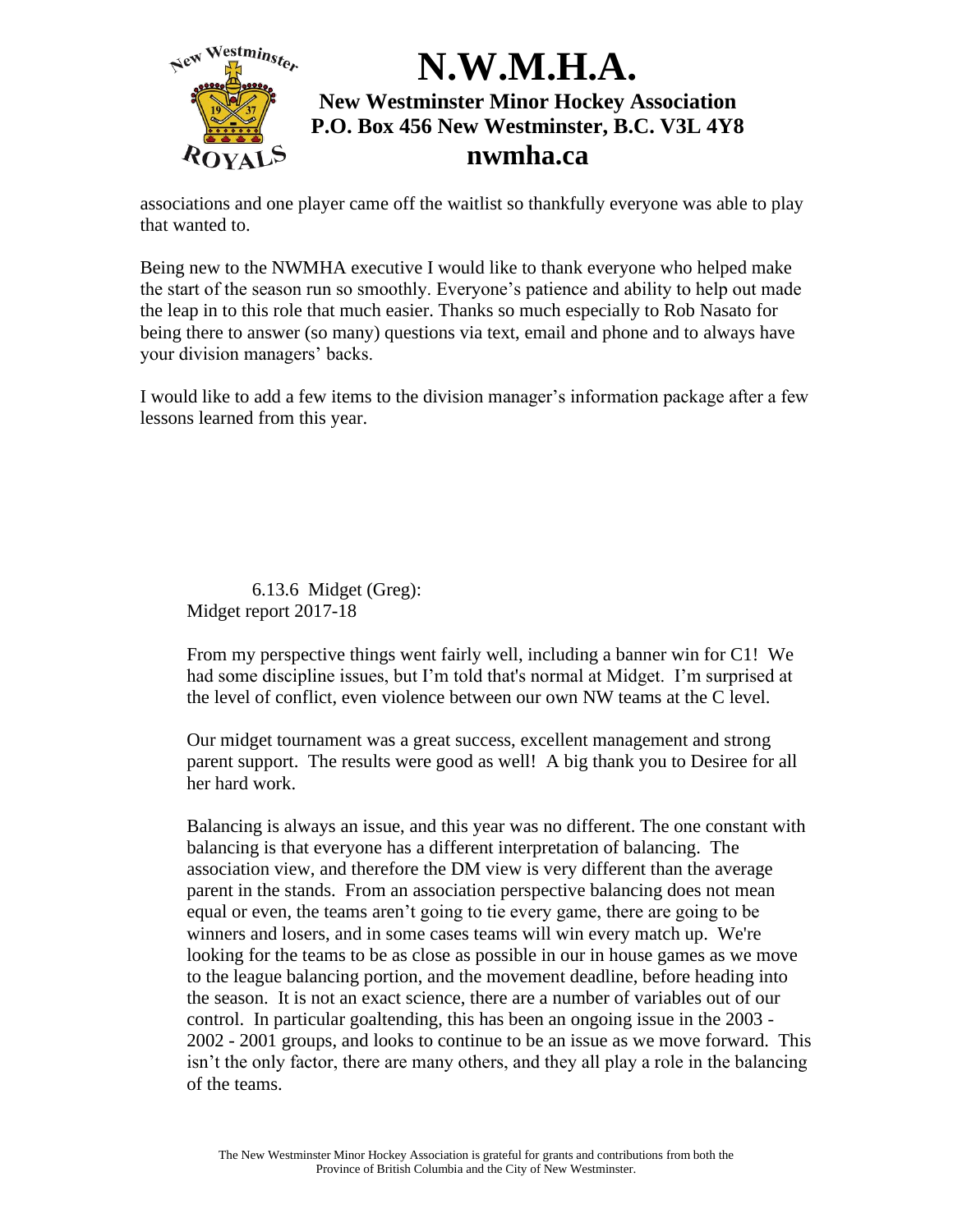associations and one player came off the waitlist so thankfully everyone was able to play that wanted to.

Being new to the NWMHA executive I would like to thank everyone who helped make the start of the season run so smoothly. Everyone's patience and ability to help out made the leap in to this role that much easier. Thanks so much especially to Rob Nasato for being there to answer (so many) questions via text, email and phone and to always have your division managers' backs.

I would like to add a few items to the division manager's information package after a few lessons learned from this year.

6.13.6 Midget (Greg):

Midget report 2017-18

From my perspective things went fairly well, including a banner win for C1! We had some discipline issues, but I'm told that's normal at Midget. I'm surprised at the level of conflict, even violence between our own NW teams at the C level.

Our midget tournament was a great success, excellent management and strong parent support. The results were good as well! A big thank you to Desiree for all her hard work.

Balancing is always an issue, and this year was no different. The one constant with balancing is that everyone has a different interpretation of balancing. The association view, and therefore the DM view is very different than the average parent in the stands. From an association perspective balancing does not mean equal or even, the teams aren't going to tie every game, there are going to be winners and losers, and in some cases teams will win every match up. We're looking for the teams to be as close as possible in our in house games as we move to the league balancing portion, and the movement deadline, before heading into the season. It is not an exact science, there are a number of variables out of our control. In particular goaltending, this has been an ongoing issue in the 2003 - 2002 - 2001 groups, and looks to continue to be an issue as we move forward. This isn't the only factor, there are many others, and they all play a role in the balancing of the teams.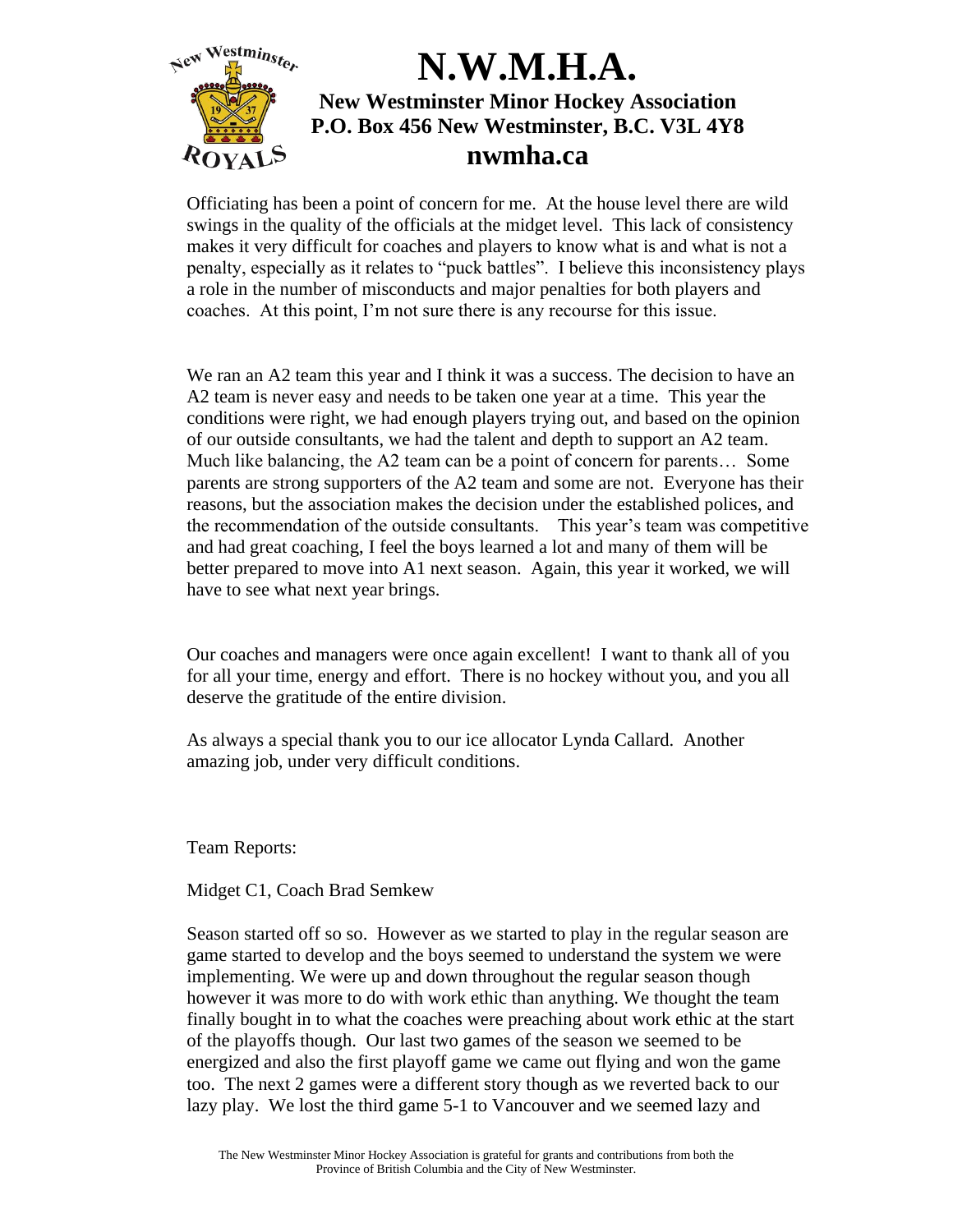# N.W.M.H.A.

**New Westminster Minor Hockey Association**
**P.O. Box 456 New Westminster, B.C. V3L 4Y8**
**nwmha.ca**

Officiating has been a point of concern for me. At the house level there are wild swings in the quality of the officials at the midget level. This lack of consistency makes it very difficult for coaches and players to know what is and what is not a penalty, especially as it relates to "puck battles". I believe this inconsistency plays a role in the number of misconducts and major penalties for both players and coaches. At this point, I'm not sure there is any recourse for this issue.

We ran an A2 team this year and I think it was a success. The decision to have an A2 team is never easy and needs to be taken one year at a time. This year the conditions were right, we had enough players trying out, and based on the opinion of our outside consultants, we had the talent and depth to support an A2 team. Much like balancing, the A2 team can be a point of concern for parents… Some parents are strong supporters of the A2 team and some are not. Everyone has their reasons, but the association makes the decision under the established polices, and the recommendation of the outside consultants. This year's team was competitive and had great coaching, I feel the boys learned a lot and many of them will be better prepared to move into A1 next season. Again, this year it worked, we will have to see what next year brings.

Our coaches and managers were once again excellent! I want to thank all of you for all your time, energy and effort. There is no hockey without you, and you all deserve the gratitude of the entire division.

As always a special thank you to our ice allocator Lynda Callard. Another amazing job, under very difficult conditions.

Team Reports:

Midget C1, Coach Brad Semkew

Season started off so so. However as we started to play in the regular season are game started to develop and the boys seemed to understand the system we were implementing. We were up and down throughout the regular season though however it was more to do with work ethic than anything. We thought the team finally bought in to what the coaches were preaching about work ethic at the start of the playoffs though. Our last two games of the season we seemed to be energized and also the first playoff game we came out flying and won the game too. The next 2 games were a different story though as we reverted back to our lazy play. We lost the third game 5-1 to Vancouver and we seemed lazy and

The New Westminster Minor Hockey Association is grateful for grants and contributions from both the Province of British Columbia and the City of New Westminster.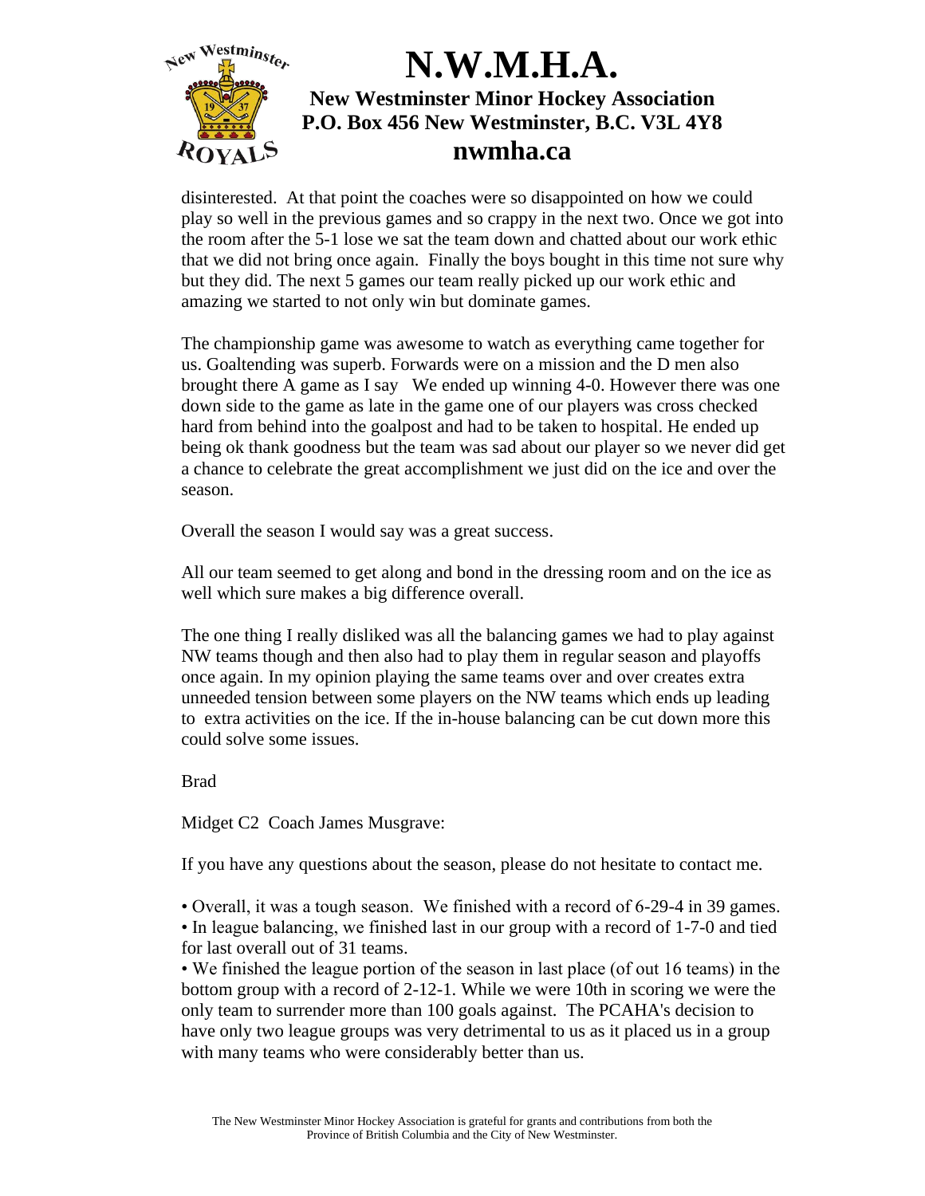disinterested. At that point the coaches were so disappointed on how we could play so well in the previous games and so crappy in the next two. Once we got into the room after the 5-1 lose we sat the team down and chatted about our work ethic that we did not bring once again. Finally the boys bought in this time not sure why but they did. The next 5 games our team really picked up our work ethic and amazing we started to not only win but dominate games.

The championship game was awesome to watch as everything came together for us. Goaltending was superb. Forwards were on a mission and the D men also brought there A game as I say We ended up winning 4-0. However there was one down side to the game as late in the game one of our players was cross checked hard from behind into the goalpost and had to be taken to hospital. He ended up being ok thank goodness but the team was sad about our player so we never did get a chance to celebrate the great accomplishment we just did on the ice and over the season.

Overall the season I would say was a great success.

All our team seemed to get along and bond in the dressing room and on the ice as well which sure makes a big difference overall.

The one thing I really disliked was all the balancing games we had to play against NW teams though and then also had to play them in regular season and playoffs once again. In my opinion playing the same teams over and over creates extra unneeded tension between some players on the NW teams which ends up leading to extra activities on the ice. If the in-house balancing can be cut down more this could solve some issues.

Brad

Midget C2 Coach James Musgrave:

If you have any questions about the season, please do not hesitate to contact me.

- Overall, it was a tough season. We finished with a record of 6-29-4 in 39 games.
- In league balancing, we finished last in our group with a record of 1-7-0 and tied for last overall out of 31 teams.
- We finished the league portion of the season in last place (of out 16 teams) in the bottom group with a record of 2-12-1. While we were 10th in scoring we were the only team to surrender more than 100 goals against. The PCAHA's decision to have only two league groups was very detrimental to us as it placed us in a group with many teams who were considerably better than us.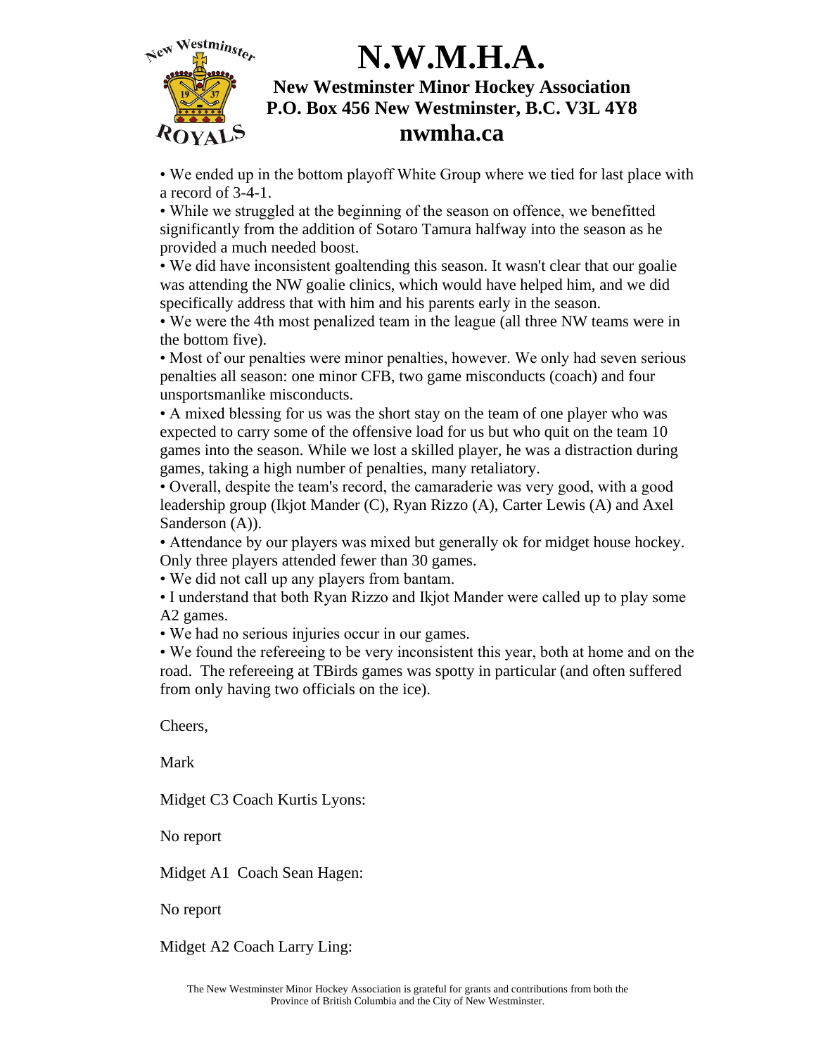• We ended up in the bottom playoff White Group where we tied for last place with a record of 3-4-1.
• While we struggled at the beginning of the season on offence, we benefitted significantly from the addition of Sotaro Tamura halfway into the season as he provided a much needed boost.
• We did have inconsistent goaltending this season. It wasn't clear that our goalie was attending the NW goalie clinics, which would have helped him, and we did specifically address that with him and his parents early in the season.
• We were the 4th most penalized team in the league (all three NW teams were in the bottom five).
• Most of our penalties were minor penalties, however. We only had seven serious penalties all season: one minor CFB, two game misconducts (coach) and four unsportsmanlike misconducts.
• A mixed blessing for us was the short stay on the team of one player who was expected to carry some of the offensive load for us but who quit on the team 10 games into the season. While we lost a skilled player, he was a distraction during games, taking a high number of penalties, many retaliatory.
• Overall, despite the team's record, the camaraderie was very good, with a good leadership group (Ikjot Mander (C), Ryan Rizzo (A), Carter Lewis (A) and Axel Sanderson (A)).
• Attendance by our players was mixed but generally ok for midget house hockey. Only three players attended fewer than 30 games.
• We did not call up any players from bantam.
• I understand that both Ryan Rizzo and Ikjot Mander were called up to play some A2 games.
• We had no serious injuries occur in our games.
• We found the refereeing to be very inconsistent this year, both at home and on the road. The refereeing at TBirds games was spotty in particular (and often suffered from only having two officials on the ice).

Cheers,

Mark

Midget C3 Coach Kurtis Lyons:

No report

Midget A1 Coach Sean Hagen:

No report

Midget A2 Coach Larry Ling: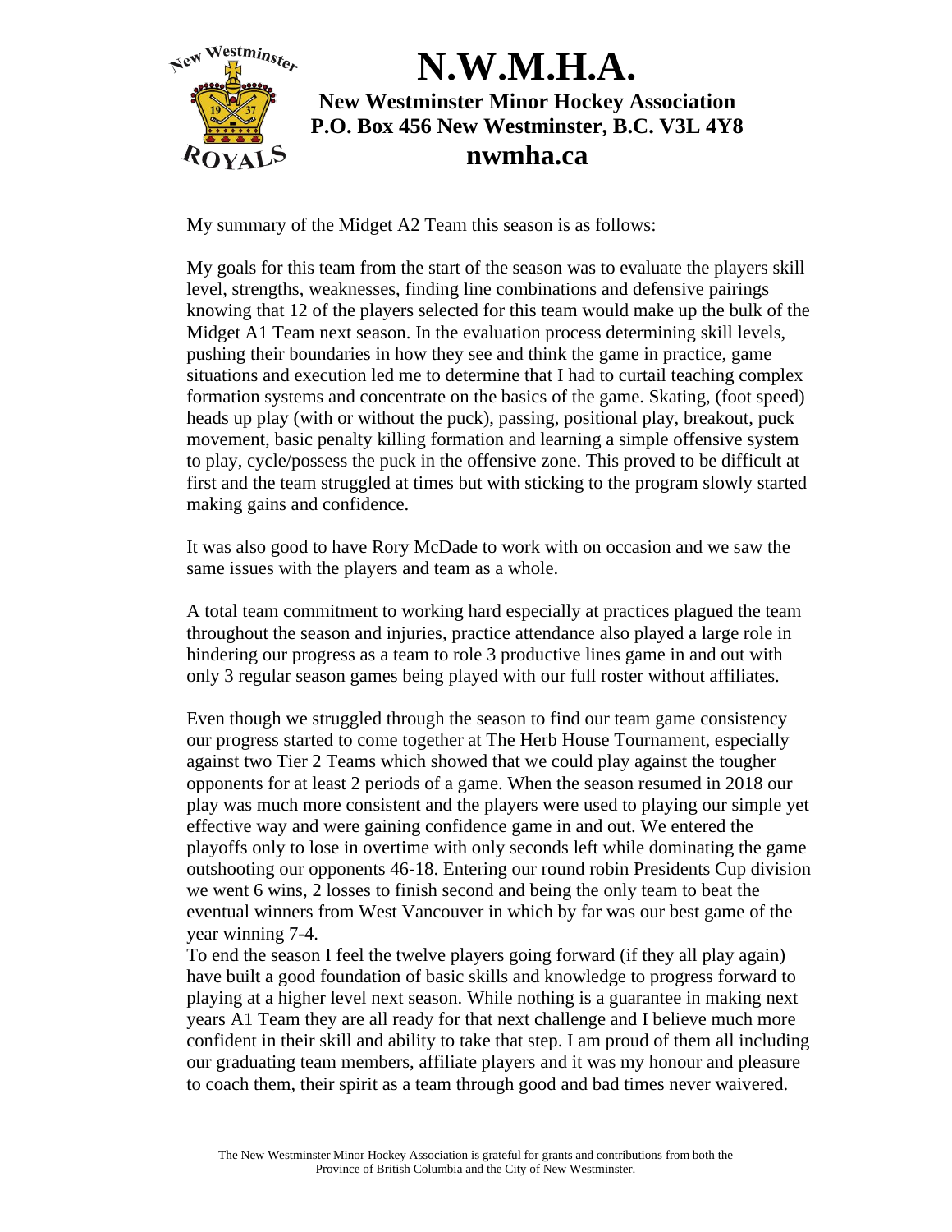# N.W.M.H.A.

**New Westminster Minor Hockey Association**
**P.O. Box 456 New Westminster, B.C. V3L 4Y8**
**nwmha.ca**

My summary of the Midget A2 Team this season is as follows:

My goals for this team from the start of the season was to evaluate the players skill level, strengths, weaknesses, finding line combinations and defensive pairings knowing that 12 of the players selected for this team would make up the bulk of the Midget A1 Team next season. In the evaluation process determining skill levels, pushing their boundaries in how they see and think the game in practice, game situations and execution led me to determine that I had to curtail teaching complex formation systems and concentrate on the basics of the game. Skating, (foot speed) heads up play (with or without the puck), passing, positional play, breakout, puck movement, basic penalty killing formation and learning a simple offensive system to play, cycle/possess the puck in the offensive zone. This proved to be difficult at first and the team struggled at times but with sticking to the program slowly started making gains and confidence.

It was also good to have Rory McDade to work with on occasion and we saw the same issues with the players and team as a whole.

A total team commitment to working hard especially at practices plagued the team throughout the season and injuries, practice attendance also played a large role in hindering our progress as a team to role 3 productive lines game in and out with only 3 regular season games being played with our full roster without affiliates.

Even though we struggled through the season to find our team game consistency our progress started to come together at The Herb House Tournament, especially against two Tier 2 Teams which showed that we could play against the tougher opponents for at least 2 periods of a game. When the season resumed in 2018 our play was much more consistent and the players were used to playing our simple yet effective way and were gaining confidence game in and out. We entered the playoffs only to lose in overtime with only seconds left while dominating the game outshooting our opponents 46-18. Entering our round robin Presidents Cup division we went 6 wins, 2 losses to finish second and being the only team to beat the eventual winners from West Vancouver in which by far was our best game of the year winning 7-4.
To end the season I feel the twelve players going forward (if they all play again) have built a good foundation of basic skills and knowledge to progress forward to playing at a higher level next season. While nothing is a guarantee in making next years A1 Team they are all ready for that next challenge and I believe much more confident in their skill and ability to take that step. I am proud of them all including our graduating team members, affiliate players and it was my honour and pleasure to coach them, their spirit as a team through good and bad times never waivered.

The New Westminster Minor Hockey Association is grateful for grants and contributions from both the Province of British Columbia and the City of New Westminster.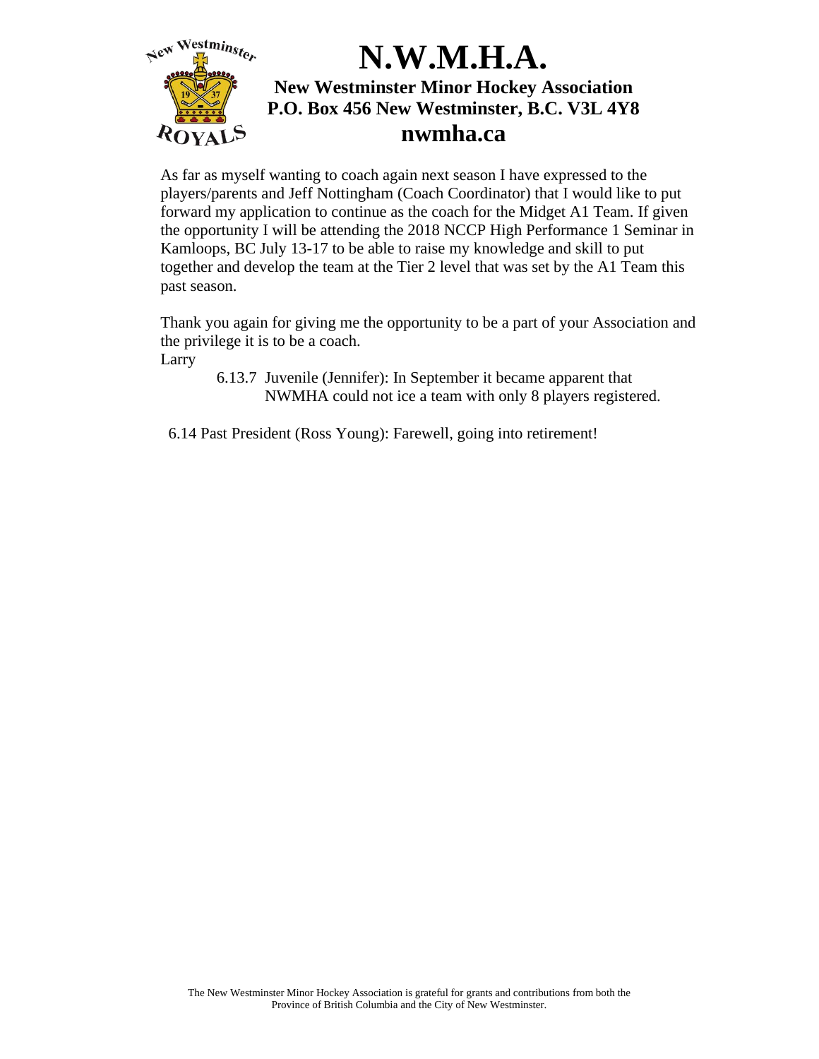# N.W.M.H.A.

**New Westminster Minor Hockey Association**
**P.O. Box 456 New Westminster, B.C. V3L 4Y8**
**nwmha.ca**

As far as myself wanting to coach again next season I have expressed to the players/parents and Jeff Nottingham (Coach Coordinator) that I would like to put forward my application to continue as the coach for the Midget A1 Team. If given the opportunity I will be attending the 2018 NCCP High Performance 1 Seminar in Kamloops, BC July 13-17 to be able to raise my knowledge and skill to put together and develop the team at the Tier 2 level that was set by the A1 Team this past season.

Thank you again for giving me the opportunity to be a part of your Association and the privilege it is to be a coach.
Larry

6.13.7 Juvenile (Jennifer): In September it became apparent that NWMHA could not ice a team with only 8 players registered.

6.14 Past President (Ross Young): Farewell, going into retirement!

The New Westminster Minor Hockey Association is grateful for grants and contributions from both the Province of British Columbia and the City of New Westminster.